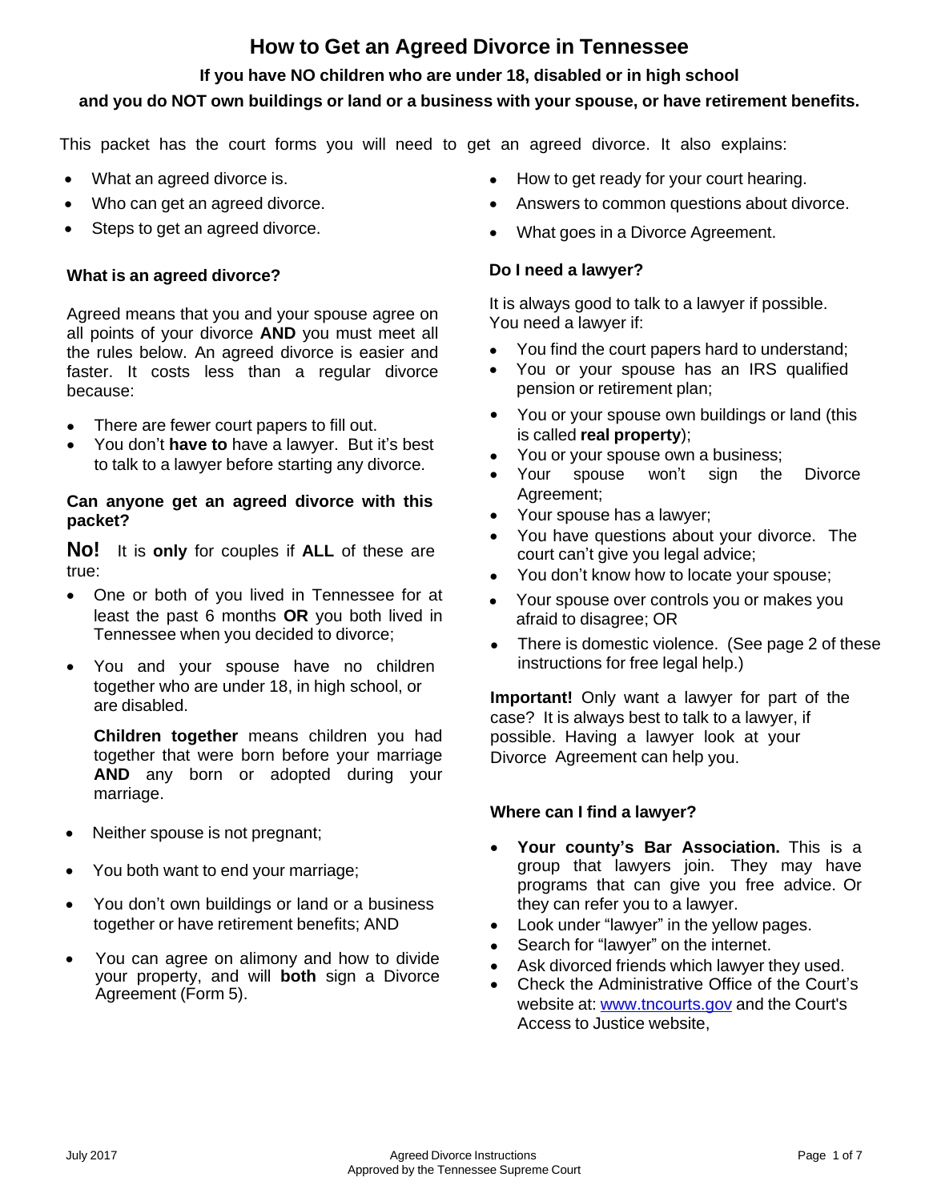# How to Get an Agreed Divorce in Tennessee

### If you have NO children who are under 18, disabled or in high school and you do NOT own buildings or land or a business with your spouse, or have retirement benefits.

This packet has the court forms you will need to get an agreed divorce. It also explains:

- What an agreed divorce is.
- Who can get an agreed divorce.
- Steps to get an agreed divorce.
- How to get ready for your court hearing.
- Answers to common questions about divorce.
- What goes in a Divorce Agreement.

### What is an agreed divorce?

Agreed means that you and your spouse agree on all points of your divorce **AND** you must meet all the rules below. An agreed divorce is easier and faster. It costs less than a regular divorce because:

- There are fewer court papers to fill out.
- You don't **have to** have a lawyer. But it's best to talk to a lawyer before starting any divorce.

### Can anyone get an agreed divorce with this packet?

**No!** It is **only** for couples if **ALL** of these are true:

- One or both of you lived in Tennessee for at least the past 6 months **OR** you both lived in Tennessee when you decided to divorce;
- You and your spouse have no children together who are under 18, in high school, or are disabled.

  **Children together** means children you had together that were born before your marriage **AND** any born or adopted during your marriage.

- Neither spouse is not pregnant;
- You both want to end your marriage;
- You don't own buildings or land or a business together or have retirement benefits; AND
- You can agree on alimony and how to divide your property, and will **both** sign a Divorce Agreement (Form 5).

### Do I need a lawyer?

It is always good to talk to a lawyer if possible. You need a lawyer if:

- You find the court papers hard to understand;
- You or your spouse has an IRS qualified pension or retirement plan;
- You or your spouse own buildings or land (this is called **real property**);
- You or your spouse own a business;
- Your spouse won't sign the Divorce Agreement;
- Your spouse has a lawyer;
- You have questions about your divorce. The court can't give you legal advice;
- You don't know how to locate your spouse;
- Your spouse over controls you or makes you afraid to disagree; OR
- There is domestic violence. (See page 2 of these instructions for free legal help.)

**Important!** Only want a lawyer for part of the case? It is always best to talk to a lawyer, if possible. Having a lawyer look at your Divorce Agreement can help you.

### Where can I find a lawyer?

- **Your county's Bar Association.** This is a group that lawyers join. They may have programs that can give you free advice. Or they can refer you to a lawyer.
- Look under "lawyer" in the yellow pages.
- Search for "lawyer" on the internet.
- Ask divorced friends which lawyer they used.
- Check the Administrative Office of the Court's website at: www.tncourts.gov and the Court's Access to Justice website,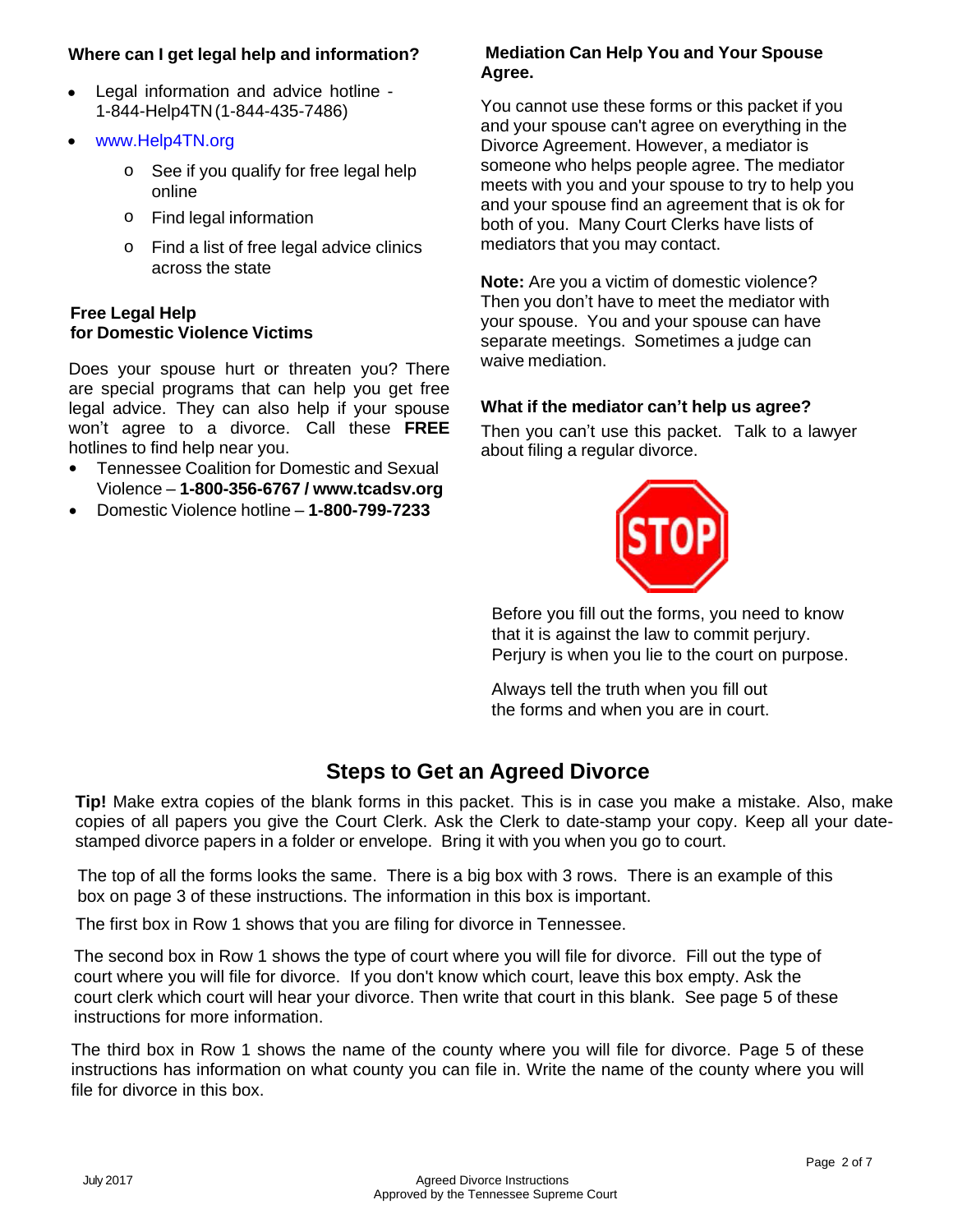**Where can I get legal help and information?**

- Legal information and advice hotline - 1-844-Help4TN (1-844-435-7486)
- www.Help4TN.org
    - See if you qualify for free legal help online
    - Find legal information
    - Find a list of free legal advice clinics across the state

**Free Legal Help for Domestic Violence Victims**

Does your spouse hurt or threaten you? There are special programs that can help you get free legal advice. They can also help if your spouse won't agree to a divorce. Call these **FREE** hotlines to find help near you.

- Tennessee Coalition for Domestic and Sexual Violence – **1-800-356-6767 / www.tcadsv.org**
- Domestic Violence hotline – **1-800-799-7233**

**Mediation Can Help You and Your Spouse Agree.**

You cannot use these forms or this packet if you and your spouse can't agree on everything in the Divorce Agreement. However, a mediator is someone who helps people agree. The mediator meets with you and your spouse to try to help you and your spouse find an agreement that is ok for both of you. Many Court Clerks have lists of mediators that you may contact.

**Note:** Are you a victim of domestic violence? Then you don't have to meet the mediator with your spouse. You and your spouse can have separate meetings. Sometimes a judge can waive mediation.

**What if the mediator can't help us agree?**

Then you can't use this packet. Talk to a lawyer about filing a regular divorce.

STOP

Before you fill out the forms, you need to know that it is against the law to commit perjury. Perjury is when you lie to the court on purpose.

Always tell the truth when you fill out the forms and when you are in court.

## Steps to Get an Agreed Divorce

**Tip!** Make extra copies of the blank forms in this packet. This is in case you make a mistake. Also, make copies of all papers you give the Court Clerk. Ask the Clerk to date-stamp your copy. Keep all your date-stamped divorce papers in a folder or envelope. Bring it with you when you go to court.

The top of all the forms looks the same. There is a big box with 3 rows. There is an example of this box on page 3 of these instructions. The information in this box is important.

The first box in Row 1 shows that you are filing for divorce in Tennessee.

The second box in Row 1 shows the type of court where you will file for divorce. Fill out the type of court where you will file for divorce. If you don't know which court, leave this box empty. Ask the court clerk which court will hear your divorce. Then write that court in this blank. See page 5 of these instructions for more information.

The third box in Row 1 shows the name of the county where you will file for divorce. Page 5 of these instructions has information on what county you can file in. Write the name of the county where you will file for divorce in this box.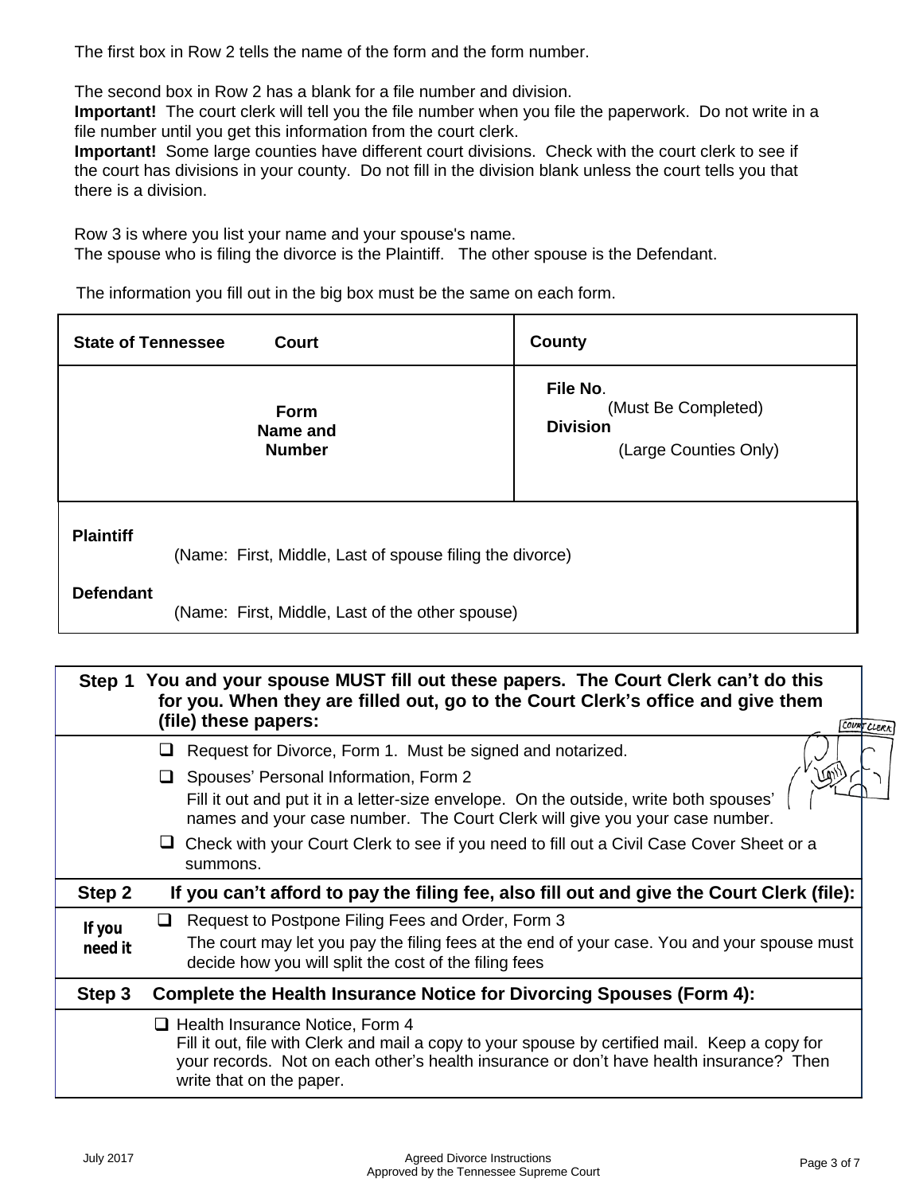The first box in Row 2 tells the name of the form and the form number.

The second box in Row 2 has a blank for a file number and division.
**Important!** The court clerk will tell you the file number when you file the paperwork. Do not write in a file number until you get this information from the court clerk.
**Important!** Some large counties have different court divisions. Check with the court clerk to see if the court has divisions in your county. Do not fill in the division blank unless the court tells you that there is a division.

Row 3 is where you list your name and your spouse's name.
The spouse who is filing the divorce is the Plaintiff. The other spouse is the Defendant.

The information you fill out in the big box must be the same on each form.

| **State of Tennessee** **Court** | **County** |
|---|---|
| **Form Name and Number** | **File No.** (Must Be Completed) **Division** (Large Counties Only) |
| **Plaintiff** (Name: First, Middle, Last of spouse filing the divorce) **Defendant** (Name: First, Middle, Last of the other spouse) | |

| Step | |
|---|---|
| **Step 1** | **You and your spouse MUST fill out these papers. The Court Clerk can't do this for you. When they are filled out, go to the Court Clerk's office and give them (file) these papers:** |
| | ☐ Request for Divorce, Form 1. Must be signed and notarized.<br>☐ Spouses' Personal Information, Form 2<br>Fill it out and put it in a letter-size envelope. On the outside, write both spouses' names and your case number. The Court Clerk will give you your case number.<br>☐ Check with your Court Clerk to see if you need to fill out a Civil Case Cover Sheet or a summons. |
| **Step 2** | **If you can't afford to pay the filing fee, also fill out and give the Court Clerk (file):** |
| **If you need it** | ☐ Request to Postpone Filing Fees and Order, Form 3<br>The court may let you pay the filing fees at the end of your case. You and your spouse must decide how you will split the cost of the filing fees |
| **Step 3** | **Complete the Health Insurance Notice for Divorcing Spouses (Form 4):** |
| | ☐ Health Insurance Notice, Form 4<br>Fill it out, file with Clerk and mail a copy to your spouse by certified mail. Keep a copy for your records. Not on each other's health insurance or don't have health insurance? Then write that on the paper. |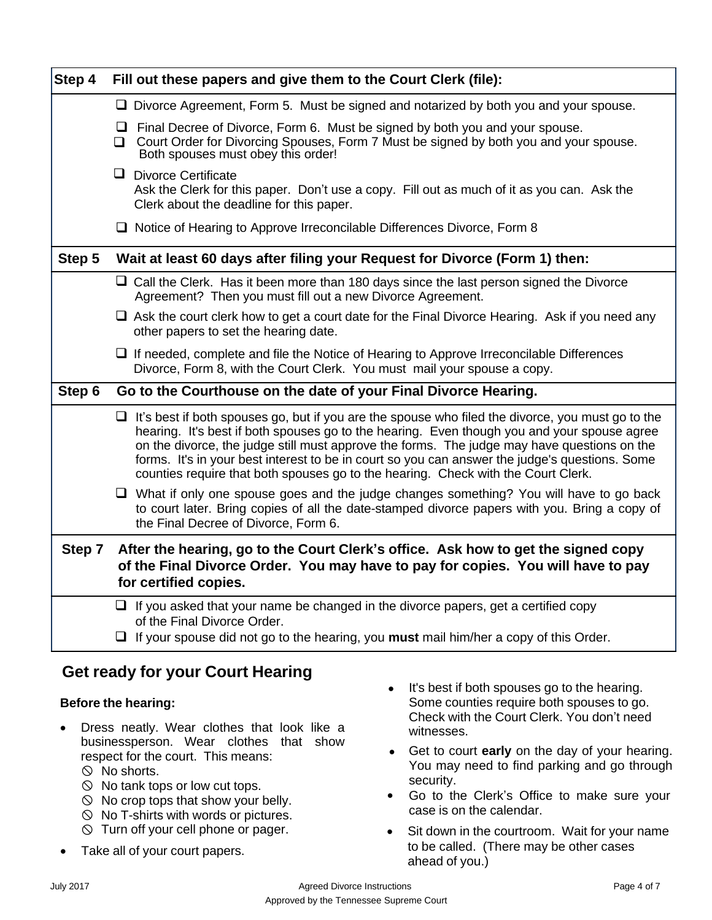| Step 4 | Fill out these papers and give them to the Court Clerk (file): |
|---|---|
| | ❑ Divorce Agreement, Form 5. Must be signed and notarized by both you and your spouse.<br>❑ Final Decree of Divorce, Form 6. Must be signed by both you and your spouse.<br>❑ Court Order for Divorcing Spouses, Form 7 Must be signed by both you and your spouse. Both spouses must obey this order!<br>❑ Divorce Certificate<br>Ask the Clerk for this paper. Don't use a copy. Fill out as much of it as you can. Ask the Clerk about the deadline for this paper.<br>❑ Notice of Hearing to Approve Irreconcilable Differences Divorce, Form 8 |
| **Step 5** | **Wait at least 60 days after filing your Request for Divorce (Form 1) then:** |
| | ❑ Call the Clerk. Has it been more than 180 days since the last person signed the Divorce Agreement? Then you must fill out a new Divorce Agreement.<br>❑ Ask the court clerk how to get a court date for the Final Divorce Hearing. Ask if you need any other papers to set the hearing date.<br>❑ If needed, complete and file the Notice of Hearing to Approve Irreconcilable Differences Divorce, Form 8, with the Court Clerk. You must mail your spouse a copy. |
| **Step 6** | **Go to the Courthouse on the date of your Final Divorce Hearing.** |
| | ❑ It's best if both spouses go, but if you are the spouse who filed the divorce, you must go to the hearing. It's best if both spouses go to the hearing. Even though you and your spouse agree on the divorce, the judge still must approve the forms. The judge may have questions on the forms. It's in your best interest to be in court so you can answer the judge's questions. Some counties require that both spouses go to the hearing. Check with the Court Clerk.<br>❑ What if only one spouse goes and the judge changes something? You will have to go back to court later. Bring copies of all the date-stamped divorce papers with you. Bring a copy of the Final Decree of Divorce, Form 6. |
| **Step 7** | **After the hearing, go to the Court Clerk's office. Ask how to get the signed copy of the Final Divorce Order. You may have to pay for copies. You will have to pay for certified copies.** |
| | ❑ If you asked that your name be changed in the divorce papers, get a certified copy of the Final Divorce Order.<br>❑ If your spouse did not go to the hearing, you **must** mail him/her a copy of this Order. |

## Get ready for your Court Hearing

**Before the hearing:**

- Dress neatly. Wear clothes that look like a businessperson. Wear clothes that show respect for the court. This means:
  - ⃠ No shorts.
  - ⃠ No tank tops or low cut tops.
  - ⃠ No crop tops that show your belly.
  - ⃠ No T-shirts with words or pictures.
  - ⃠ Turn off your cell phone or pager.
- Take all of your court papers.
- It's best if both spouses go to the hearing. Some counties require both spouses to go. Check with the Court Clerk. You don't need witnesses.
- Get to court **early** on the day of your hearing. You may need to find parking and go through security.
- Go to the Clerk's Office to make sure your case is on the calendar.
- Sit down in the courtroom. Wait for your name to be called. (There may be other cases ahead of you.)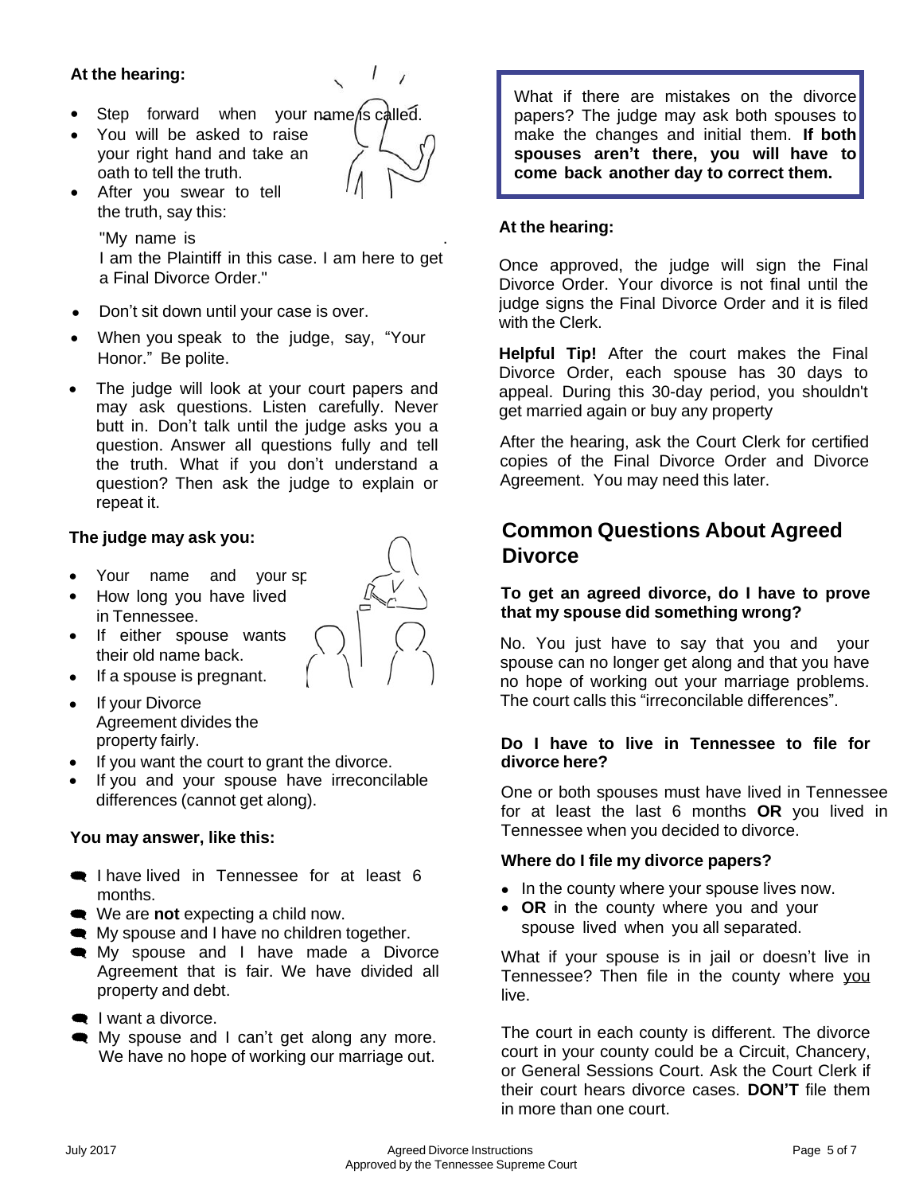### At the hearing:

- Step forward when your name is called.
- You will be asked to raise your right hand and take an oath to tell the truth.
- After you swear to tell the truth, say this:

  "My name is .
  I am the Plaintiff in this case. I am here to get a Final Divorce Order."

- Don't sit down until your case is over.
- When you speak to the judge, say, "Your Honor." Be polite.
- The judge will look at your court papers and may ask questions. Listen carefully. Never butt in. Don't talk until the judge asks you a question. Answer all questions fully and tell the truth. What if you don't understand a question? Then ask the judge to explain or repeat it.

### The judge may ask you:

- Your name and your sp
- How long you have lived in Tennessee.
- If either spouse wants their old name back.
- If a spouse is pregnant.
- If your Divorce Agreement divides the property fairly.
- If you want the court to grant the divorce.
- If you and your spouse have irreconcilable differences (cannot get along).

### You may answer, like this:

- I have lived in Tennessee for at least 6 months.
- We are **not** expecting a child now.
- My spouse and I have no children together.
- My spouse and I have made a Divorce Agreement that is fair. We have divided all property and debt.
- I want a divorce.
- My spouse and I can't get along any more. We have no hope of working our marriage out.

What if there are mistakes on the divorce papers? The judge may ask both spouses to make the changes and initial them. **If both spouses aren't there, you will have to come back another day to correct them.**

### At the hearing:

Once approved, the judge will sign the Final Divorce Order. Your divorce is not final until the judge signs the Final Divorce Order and it is filed with the Clerk.

**Helpful Tip!** After the court makes the Final Divorce Order, each spouse has 30 days to appeal. During this 30-day period, you shouldn't get married again or buy any property

After the hearing, ask the Court Clerk for certified copies of the Final Divorce Order and Divorce Agreement. You may need this later.

## Common Questions About Agreed Divorce

**To get an agreed divorce, do I have to prove that my spouse did something wrong?**

No. You just have to say that you and your spouse can no longer get along and that you have no hope of working out your marriage problems. The court calls this "irreconcilable differences".

**Do I have to live in Tennessee to file for divorce here?**

One or both spouses must have lived in Tennessee for at least the last 6 months **OR** you lived in Tennessee when you decided to divorce.

**Where do I file my divorce papers?**

- In the county where your spouse lives now.
- **OR** in the county where you and your spouse lived when you all separated.

What if your spouse is in jail or doesn't live in Tennessee? Then file in the county where you live.

The court in each county is different. The divorce court in your county could be a Circuit, Chancery, or General Sessions Court. Ask the Court Clerk if their court hears divorce cases. **DON'T** file them in more than one court.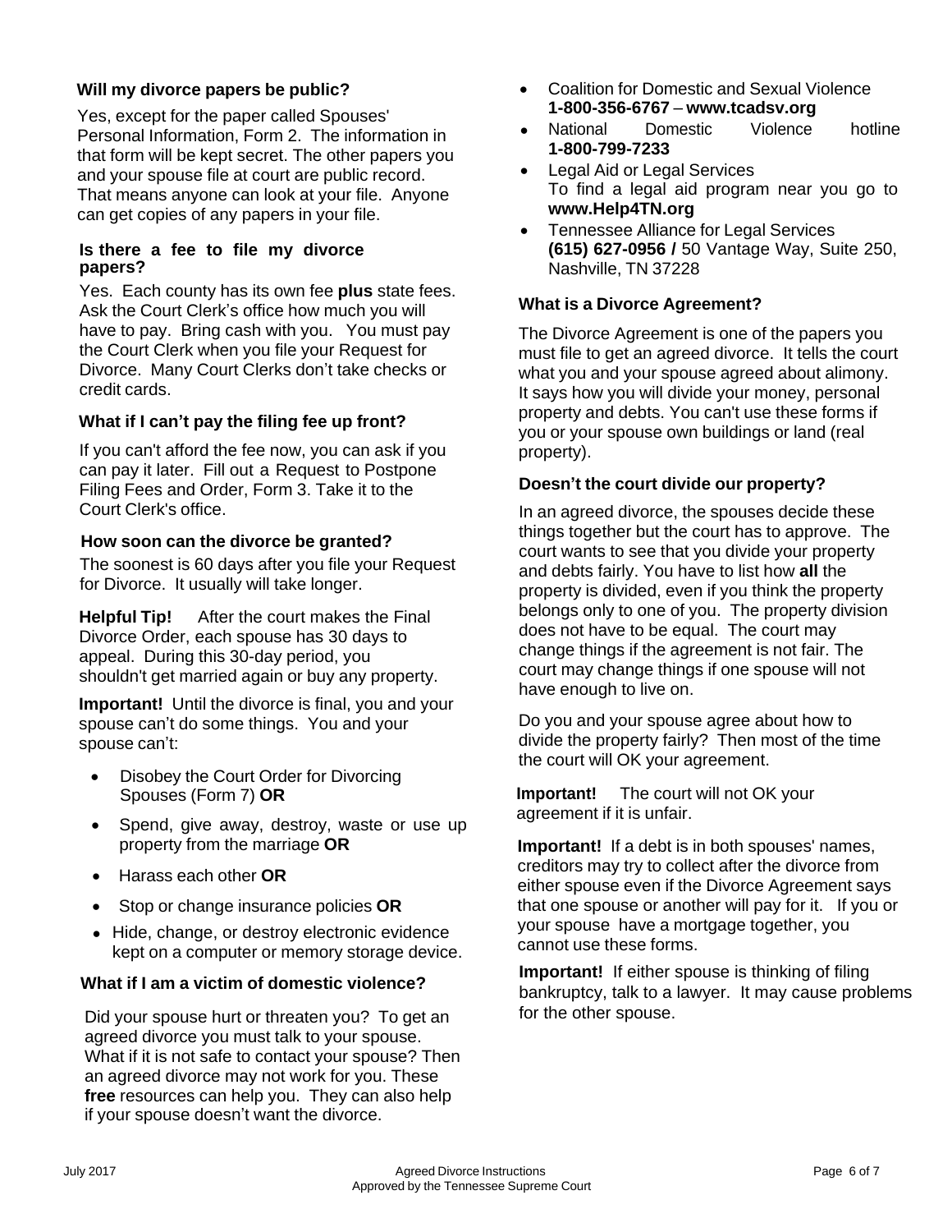### Will my divorce papers be public?

Yes, except for the paper called Spouses' Personal Information, Form 2. The information in that form will be kept secret. The other papers you and your spouse file at court are public record. That means anyone can look at your file. Anyone can get copies of any papers in your file.

### Is there a fee to file my divorce papers?

Yes. Each county has its own fee **plus** state fees. Ask the Court Clerk's office how much you will have to pay. Bring cash with you. You must pay the Court Clerk when you file your Request for Divorce. Many Court Clerks don't take checks or credit cards.

### What if I can't pay the filing fee up front?

If you can't afford the fee now, you can ask if you can pay it later. Fill out a Request to Postpone Filing Fees and Order, Form 3. Take it to the Court Clerk's office.

### How soon can the divorce be granted?

The soonest is 60 days after you file your Request for Divorce. It usually will take longer.

**Helpful Tip!** After the court makes the Final Divorce Order, each spouse has 30 days to appeal. During this 30-day period, you shouldn't get married again or buy any property.

**Important!** Until the divorce is final, you and your spouse can't do some things. You and your spouse can't:

- Disobey the Court Order for Divorcing Spouses (Form 7) **OR**
- Spend, give away, destroy, waste or use up property from the marriage **OR**
- Harass each other **OR**
- Stop or change insurance policies **OR**
- Hide, change, or destroy electronic evidence kept on a computer or memory storage device.

### What if I am a victim of domestic violence?

Did your spouse hurt or threaten you? To get an agreed divorce you must talk to your spouse. What if it is not safe to contact your spouse? Then an agreed divorce may not work for you. These **free** resources can help you. They can also help if your spouse doesn't want the divorce.

- Coalition for Domestic and Sexual Violence **1-800-356-6767** – **www.tcadsv.org**
- National Domestic Violence hotline **1-800-799-7233**
- Legal Aid or Legal Services
  To find a legal aid program near you go to **www.Help4TN.org**
- Tennessee Alliance for Legal Services **(615) 627-0956 /** 50 Vantage Way, Suite 250, Nashville, TN 37228

### What is a Divorce Agreement?

The Divorce Agreement is one of the papers you must file to get an agreed divorce. It tells the court what you and your spouse agreed about alimony. It says how you will divide your money, personal property and debts. You can't use these forms if you or your spouse own buildings or land (real property).

### Doesn't the court divide our property?

In an agreed divorce, the spouses decide these things together but the court has to approve. The court wants to see that you divide your property and debts fairly. You have to list how **all** the property is divided, even if you think the property belongs only to one of you. The property division does not have to be equal. The court may change things if the agreement is not fair. The court may change things if one spouse will not have enough to live on.

Do you and your spouse agree about how to divide the property fairly? Then most of the time the court will OK your agreement.

**Important!** The court will not OK your agreement if it is unfair.

**Important!** If a debt is in both spouses' names, creditors may try to collect after the divorce from either spouse even if the Divorce Agreement says that one spouse or another will pay for it. If you or your spouse have a mortgage together, you cannot use these forms.

**Important!** If either spouse is thinking of filing bankruptcy, talk to a lawyer. It may cause problems for the other spouse.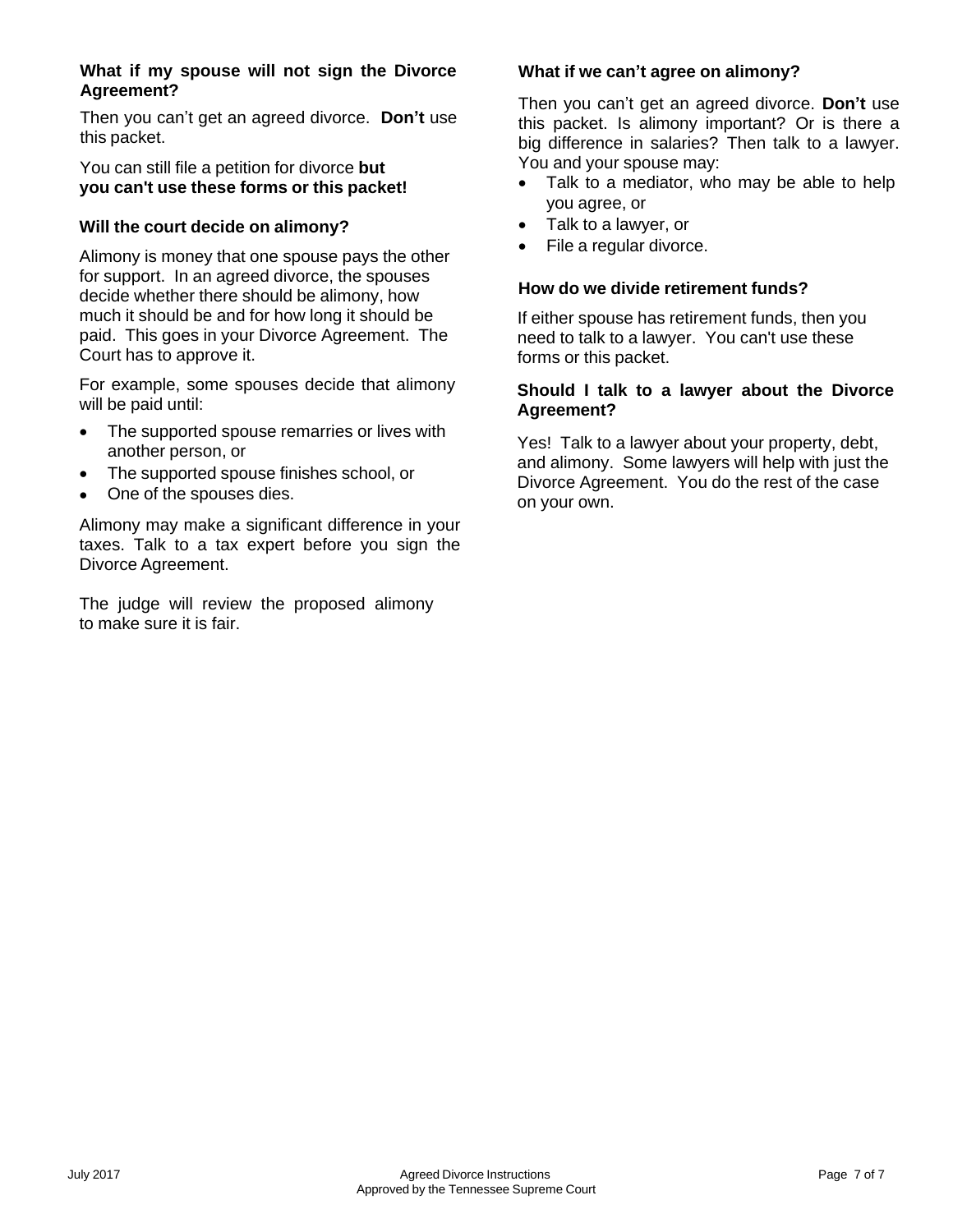**What if my spouse will not sign the Divorce Agreement?**

Then you can't get an agreed divorce. **Don't** use this packet.

You can still file a petition for divorce **but you can't use these forms or this packet!**

**Will the court decide on alimony?**

Alimony is money that one spouse pays the other for support. In an agreed divorce, the spouses decide whether there should be alimony, how much it should be and for how long it should be paid. This goes in your Divorce Agreement. The Court has to approve it.

For example, some spouses decide that alimony will be paid until:

- The supported spouse remarries or lives with another person, or
- The supported spouse finishes school, or
- One of the spouses dies.

Alimony may make a significant difference in your taxes. Talk to a tax expert before you sign the Divorce Agreement.

The judge will review the proposed alimony to make sure it is fair.

**What if we can't agree on alimony?**

Then you can't get an agreed divorce. **Don't** use this packet. Is alimony important? Or is there a big difference in salaries? Then talk to a lawyer. You and your spouse may:

- Talk to a mediator, who may be able to help you agree, or
- Talk to a lawyer, or
- File a regular divorce.

**How do we divide retirement funds?**

If either spouse has retirement funds, then you need to talk to a lawyer. You can't use these forms or this packet.

**Should I talk to a lawyer about the Divorce Agreement?**

Yes! Talk to a lawyer about your property, debt, and alimony. Some lawyers will help with just the Divorce Agreement. You do the rest of the case on your own.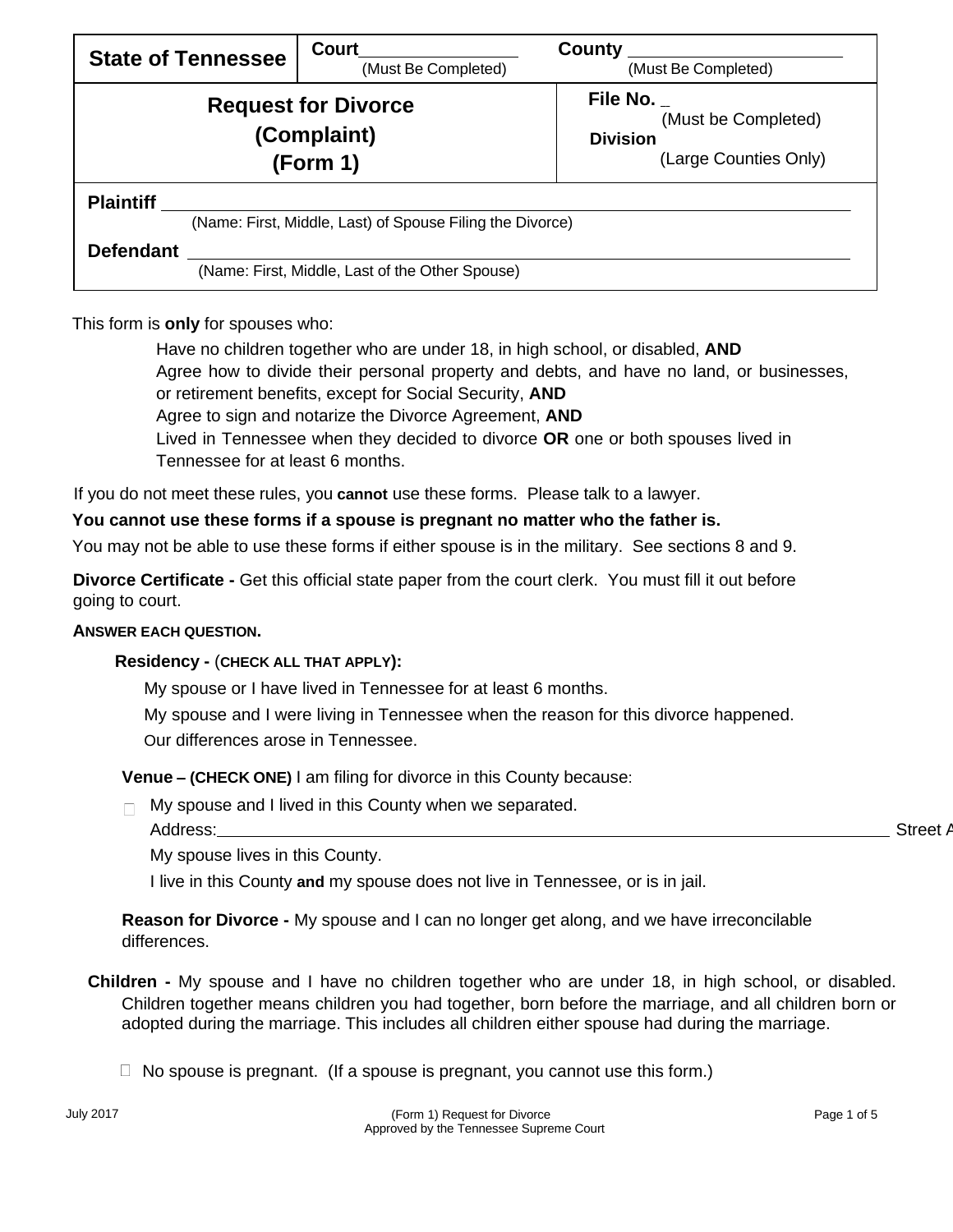| State of Tennessee | Court\_\_\_\_\_\_\_\_\_\_\_\_\_\_\_\_ (Must Be Completed) | County \_\_\_\_\_\_\_\_\_\_\_\_\_\_\_\_\_\_\_\_\_\_ (Must Be Completed) |
|---|---|---|
| **Request for Divorce (Complaint) (Form 1)** | | **File No.** \_ (Must be Completed) **Division** (Large Counties Only) |

**Plaintiff** \_\_\_\_\_\_\_\_\_\_\_\_\_\_\_\_\_\_\_\_\_\_\_\_\_\_\_\_\_\_\_\_\_\_\_\_\_\_\_\_\_\_\_\_\_\_\_\_\_\_\_\_\_\_\_\_\_\_\_\_
(Name: First, Middle, Last) of Spouse Filing the Divorce)

**Defendant** \_\_\_\_\_\_\_\_\_\_\_\_\_\_\_\_\_\_\_\_\_\_\_\_\_\_\_\_\_\_\_\_\_\_\_\_\_\_\_\_\_\_\_\_\_\_\_\_\_\_\_\_\_\_\_\_\_\_
(Name: First, Middle, Last of the Other Spouse)

This form is **only** for spouses who:

- Have no children together who are under 18, in high school, or disabled, **AND**
- Agree how to divide their personal property and debts, and have no land, or businesses, or retirement benefits, except for Social Security, **AND**
- Agree to sign and notarize the Divorce Agreement, **AND**
- Lived in Tennessee when they decided to divorce **OR** one or both spouses lived in Tennessee for at least 6 months.

If you do not meet these rules, you **cannot** use these forms. Please talk to a lawyer.

**You cannot use these forms if a spouse is pregnant no matter who the father is.**

You may not be able to use these forms if either spouse is in the military. See sections 8 and 9.

**Divorce Certificate -** Get this official state paper from the court clerk. You must fill it out before going to court.

**ANSWER EACH QUESTION.**

**Residency -** (**CHECK ALL THAT APPLY**)**:**

- My spouse or I have lived in Tennessee for at least 6 months.
- My spouse and I were living in Tennessee when the reason for this divorce happened.
- Our differences arose in Tennessee.

**Venue – (CHECK ONE)** I am filing for divorce in this County because:

- ☐ My spouse and I lived in this County when we separated.
  Address:\_\_\_\_\_\_\_\_\_\_\_\_\_\_\_\_\_\_\_\_\_\_\_\_\_\_\_\_\_\_\_\_\_\_\_\_\_\_\_\_\_\_\_\_\_\_\_\_\_\_\_\_\_\_\_\_\_\_\_\_\_\_ Street A
- My spouse lives in this County.
- I live in this County **and** my spouse does not live in Tennessee, or is in jail.

**Reason for Divorce -** My spouse and I can no longer get along, and we have irreconcilable differences.

**Children -** My spouse and I have no children together who are under 18, in high school, or disabled. Children together means children you had together, born before the marriage, and all children born or adopted during the marriage. This includes all children either spouse had during the marriage.

☐ No spouse is pregnant. (If a spouse is pregnant, you cannot use this form.)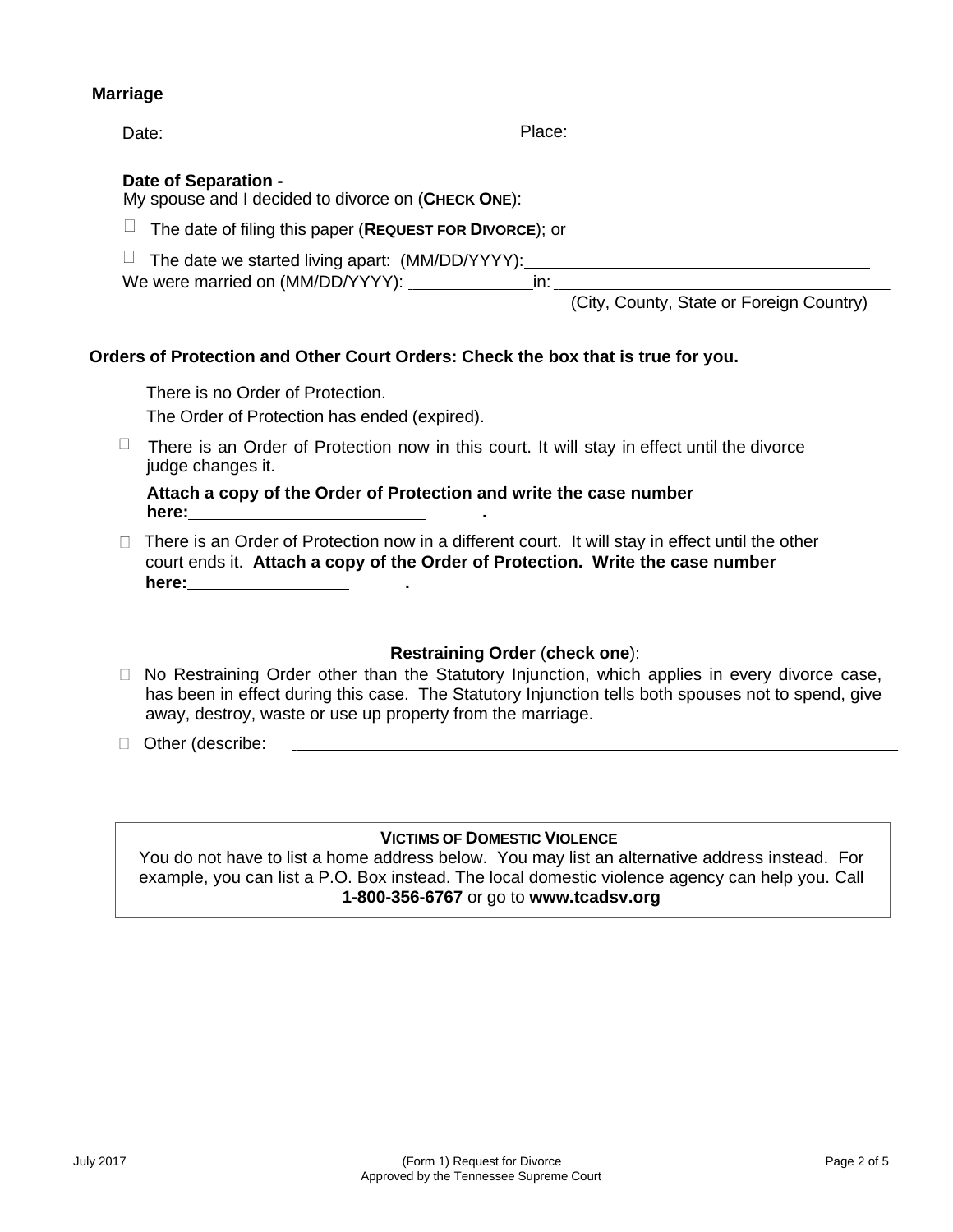**Marriage**

Date: Place:

**Date of Separation -**
My spouse and I decided to divorce on (**CHECK ONE**):

- ☐ The date of filing this paper (**REQUEST FOR DIVORCE**); or
- ☐ The date we started living apart: (MM/DD/YYYY): ____________________

We were married on (MM/DD/YYYY): __________ in: ____________________
(City, County, State or Foreign Country)

**Orders of Protection and Other Court Orders: Check the box that is true for you.**

There is no Order of Protection.

The Order of Protection has ended (expired).

- ☐ There is an Order of Protection now in this court. It will stay in effect until the divorce judge changes it.

  **Attach a copy of the Order of Protection and write the case number here:**____________________ **.**

- ☐ There is an Order of Protection now in a different court. It will stay in effect until the other court ends it. **Attach a copy of the Order of Protection. Write the case number here:**______________ **.**

**Restraining Order** (**check one**):

- ☐ No Restraining Order other than the Statutory Injunction, which applies in every divorce case, has been in effect during this case. The Statutory Injunction tells both spouses not to spend, give away, destroy, waste or use up property from the marriage.
- ☐ Other (describe: ____________________

**VICTIMS OF DOMESTIC VIOLENCE**
You do not have to list a home address below. You may list an alternative address instead. For example, you can list a P.O. Box instead. The local domestic violence agency can help you. Call **1-800-356-6767** or go to **www.tcadsv.org**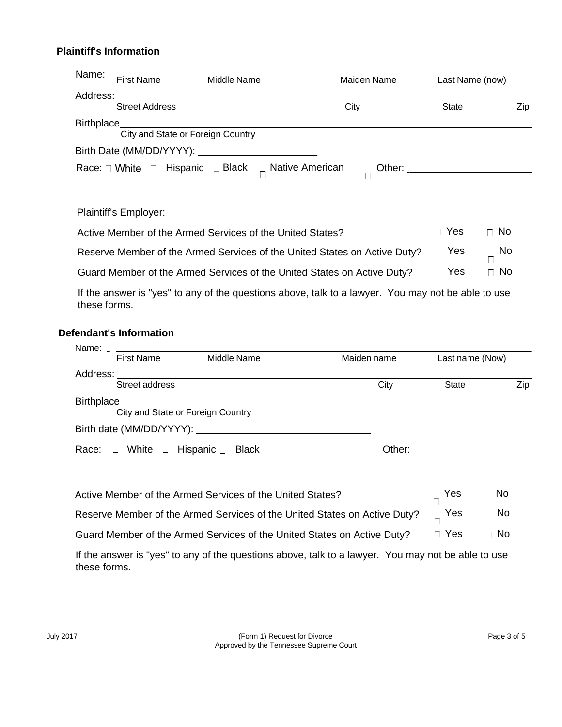**Plaintiff's Information**

Name: First Name Middle Name Maiden Name Last Name (now)

Address: \_\_\_\_\_\_\_\_\_\_\_\_\_\_\_\_\_\_\_\_\_\_\_\_\_\_\_\_\_\_\_\_\_\_\_\_\_\_\_\_\_\_\_\_
Street Address City State Zip

Birthplace\_\_\_\_\_\_\_\_\_\_\_\_\_\_\_\_\_\_\_\_\_\_\_\_\_\_\_\_\_\_\_\_\_\_\_\_\_\_\_\_\_\_\_\_
City and State or Foreign Country

Birth Date (MM/DD/YYYY): \_\_\_\_\_\_\_\_\_\_\_\_\_\_\_\_\_\_\_\_\_\_

Race: ☐ White ☐ Hispanic ☐ Black ☐ Native American ☐ Other: \_\_\_\_\_\_\_\_\_\_\_\_\_\_\_\_\_\_\_\_\_\_

Plaintiff's Employer:

Active Member of the Armed Services of the United States? ☐ Yes ☐ No

Reserve Member of the Armed Services of the United States on Active Duty? ☐ Yes ☐ No

Guard Member of the Armed Services of the United States on Active Duty? ☐ Yes ☐ No

If the answer is "yes" to any of the questions above, talk to a lawyer. You may not be able to use these forms.

**Defendant's Information**

Name: \_\_\_\_\_\_\_\_\_\_\_\_\_\_\_\_\_\_\_\_\_\_\_\_\_\_\_\_\_\_\_\_\_\_\_\_\_\_\_\_\_\_\_\_
First Name Middle Name Maiden name Last name (Now)

Address: \_\_\_\_\_\_\_\_\_\_\_\_\_\_\_\_\_\_\_\_\_\_\_\_\_\_\_\_\_\_\_\_\_\_\_\_\_\_\_\_\_\_\_\_
Street address City State Zip

Birthplace \_\_\_\_\_\_\_\_\_\_\_\_\_\_\_\_\_\_\_\_\_\_\_\_\_\_\_\_\_\_\_\_\_\_\_\_\_\_\_\_\_\_\_\_
City and State or Foreign Country

Birth date (MM/DD/YYYY): \_\_\_\_\_\_\_\_\_\_\_\_\_\_\_\_\_\_\_\_\_\_\_\_\_\_\_\_\_\_\_\_

Race: ☐ White ☐ Hispanic ☐ Black Other: \_\_\_\_\_\_\_\_\_\_\_\_\_\_\_\_\_\_\_\_\_\_

Active Member of the Armed Services of the United States? ☐ Yes ☐ No

Reserve Member of the Armed Services of the United States on Active Duty? ☐ Yes ☐ No

Guard Member of the Armed Services of the United States on Active Duty? ☐ Yes ☐ No

If the answer is "yes" to any of the questions above, talk to a lawyer. You may not be able to use these forms.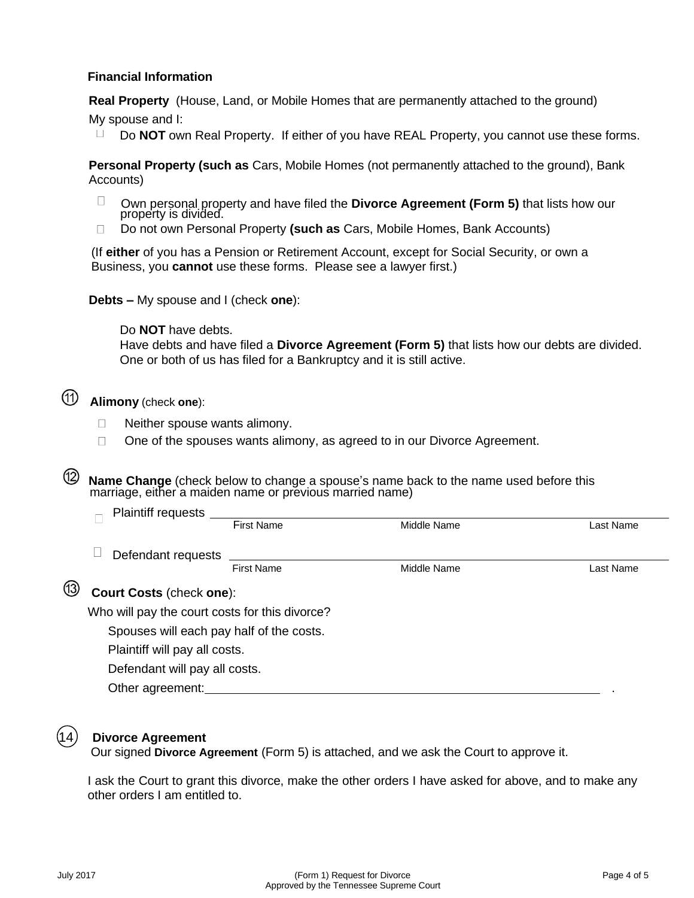**Financial Information**

**Real Property** (House, Land, or Mobile Homes that are permanently attached to the ground)

My spouse and I:

- ☐ Do **NOT** own Real Property. If either of you have REAL Property, you cannot use these forms.

**Personal Property (such as** Cars, Mobile Homes (not permanently attached to the ground), Bank Accounts)

- ☐ Own personal property and have filed the **Divorce Agreement (Form 5)** that lists how our property is divided.
- ☐ Do not own Personal Property **(such as** Cars, Mobile Homes, Bank Accounts)

(If **either** of you has a Pension or Retirement Account, except for Social Security, or own a Business, you **cannot** use these forms. Please see a lawyer first.)

**Debts –** My spouse and I (check **one**):

- Do **NOT** have debts.
- Have debts and have filed a **Divorce Agreement (Form 5)** that lists how our debts are divided.
- One or both of us has filed for a Bankruptcy and it is still active.

⑪ **Alimony** (check **one**):

- ☐ Neither spouse wants alimony.
- ☐ One of the spouses wants alimony, as agreed to in our Divorce Agreement.

⑫ **Name Change** (check below to change a spouse's name back to the name used before this marriage, either a maiden name or previous married name)

☐ Plaintiff requests ______________________________________________
First Name          Middle Name          Last Name

☐ Defendant requests ______________________________________________
First Name          Middle Name          Last Name

⑬ **Court Costs** (check **one**):

Who will pay the court costs for this divorce?

- Spouses will each pay half of the costs.
- Plaintiff will pay all costs.
- Defendant will pay all costs.
- Other agreement:______________________________________________ .

⑭ **Divorce Agreement**

Our signed **Divorce Agreement** (Form 5) is attached, and we ask the Court to approve it.

I ask the Court to grant this divorce, make the other orders I have asked for above, and to make any other orders I am entitled to.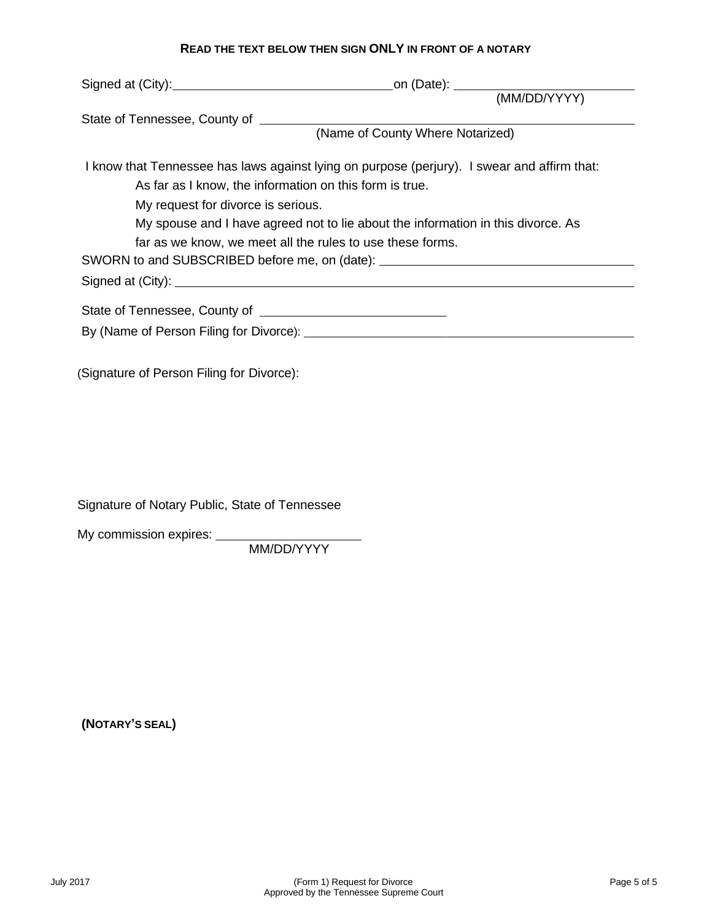**READ THE TEXT BELOW THEN SIGN ONLY IN FRONT OF A NOTARY**

Signed at (City): ______________________________ on (Date): ______________________
(MM/DD/YYYY)

State of Tennessee, County of ____________________________________________
(Name of County Where Notarized)

I know that Tennessee has laws against lying on purpose (perjury). I swear and affirm that:

As far as I know, the information on this form is true.

My request for divorce is serious.

My spouse and I have agreed not to lie about the information in this divorce. As far as we know, we meet all the rules to use these forms.

SWORN to and SUBSCRIBED before me, on (date): ________________________________

Signed at (City): ______________________________________________________________

State of Tennessee, County of ________________________

By (Name of Person Filing for Divorce): ___________________________________________

(Signature of Person Filing for Divorce):

Signature of Notary Public, State of Tennessee

My commission expires: ____________________
MM/DD/YYYY

**(NOTARY'S SEAL)**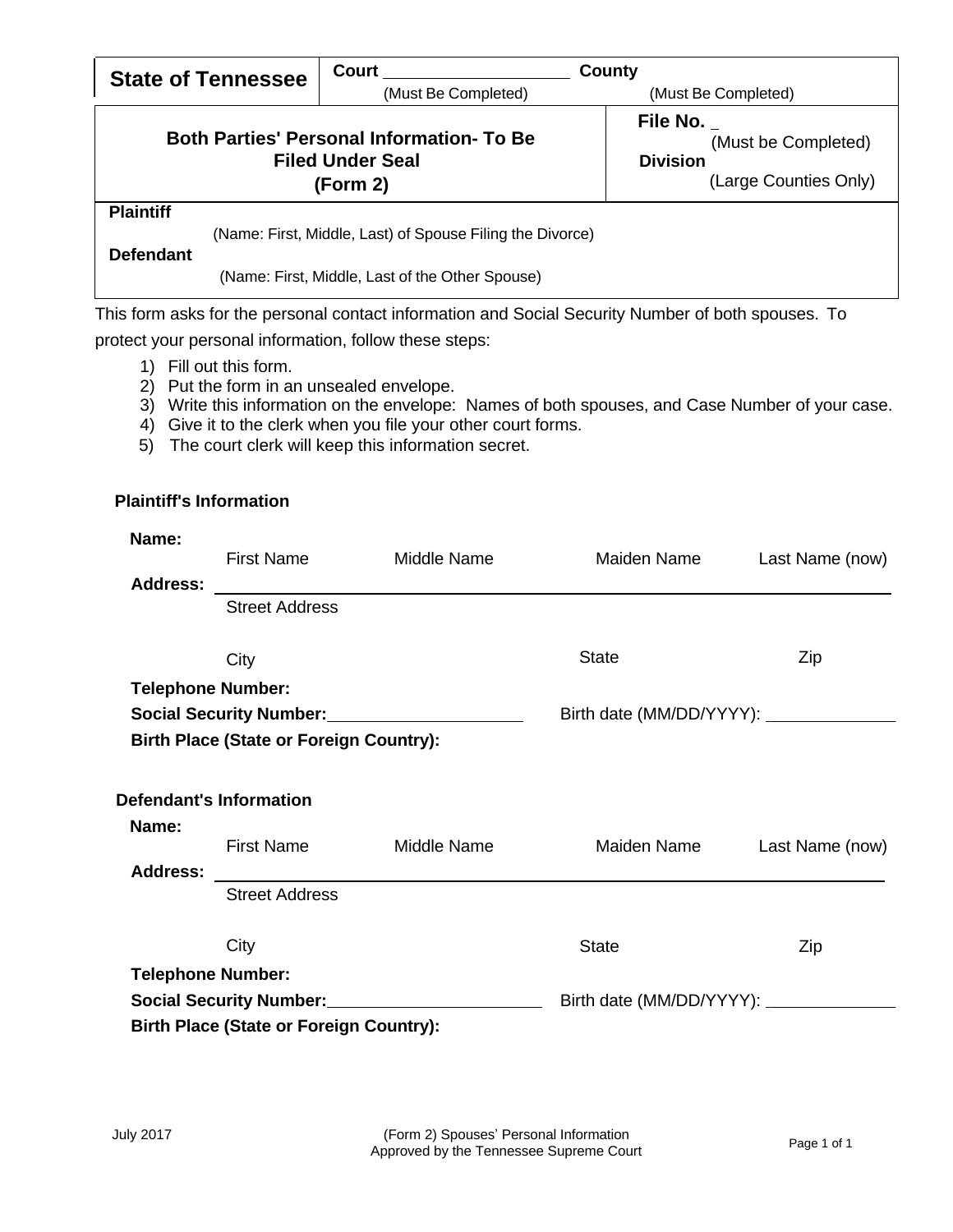| **State of Tennessee** | **Court** ____________________ (Must Be Completed) | **County** (Must Be Completed) |
|---|---|---|
| **Both Parties' Personal Information- To Be Filed Under Seal (Form 2)** | | **File No.** _ (Must be Completed) **Division** (Large Counties Only) |

**Plaintiff**

(Name: First, Middle, Last) of Spouse Filing the Divorce)

**Defendant**

(Name: First, Middle, Last of the Other Spouse)

This form asks for the personal contact information and Social Security Number of both spouses. To protect your personal information, follow these steps:

1) Fill out this form.
2) Put the form in an unsealed envelope.
3) Write this information on the envelope: Names of both spouses, and Case Number of your case.
4) Give it to the clerk when you file your other court forms.
5) The court clerk will keep this information secret.

**Plaintiff's Information**

**Name:**

First Name Middle Name Maiden Name Last Name (now)

**Address:** ________________________________________________

Street Address

City State Zip

**Telephone Number:**

**Social Security Number:**____________________ Birth date (MM/DD/YYYY): ______________

**Birth Place (State or Foreign Country):**

**Defendant's Information**

**Name:**

First Name Middle Name Maiden Name Last Name (now)

**Address:** ________________________________________________

Street Address

City State Zip

**Telephone Number:**

**Social Security Number:**____________________ Birth date (MM/DD/YYYY): ______________

**Birth Place (State or Foreign Country):**

July 2017

(Form 2) Spouses' Personal Information
Approved by the Tennessee Supreme Court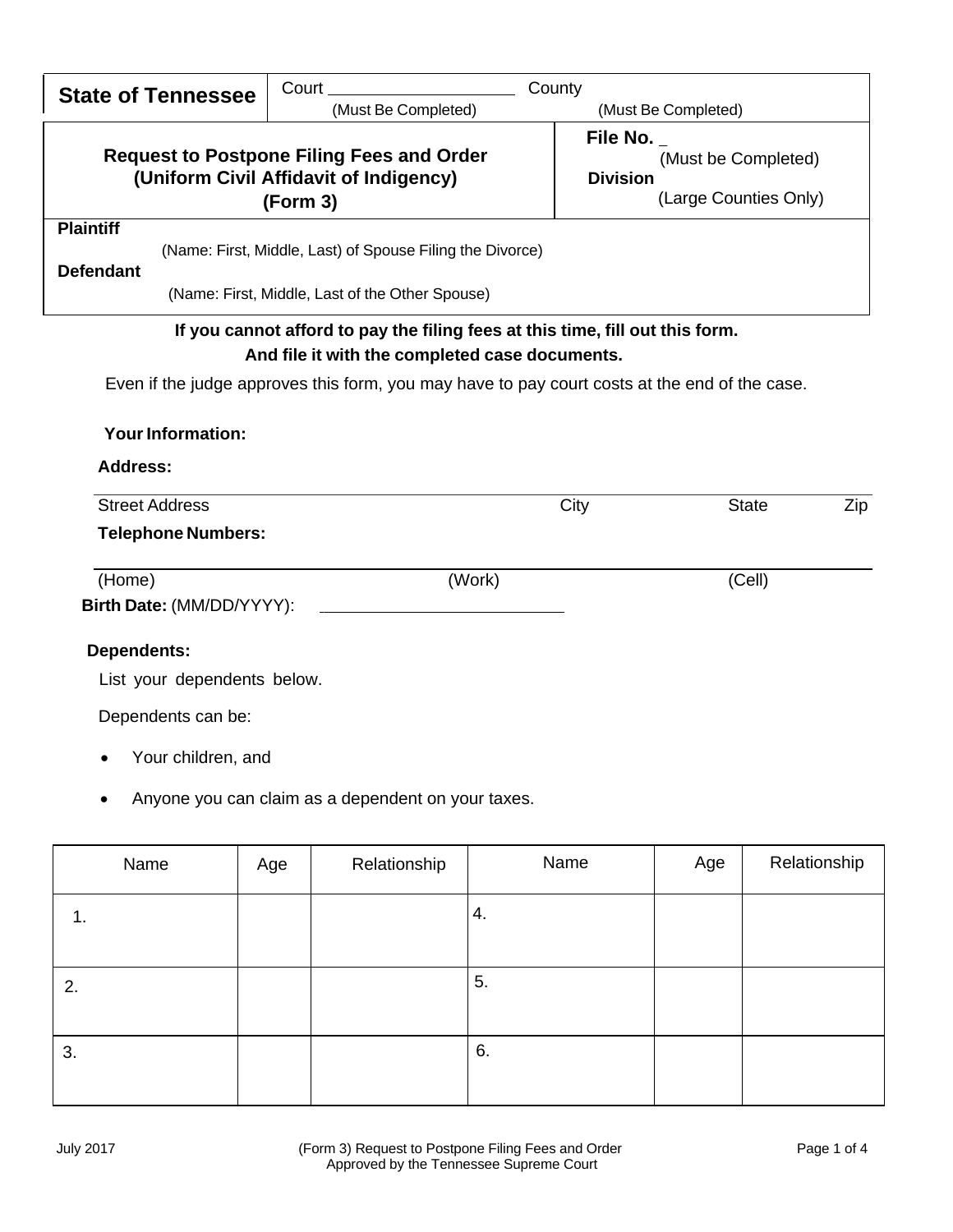| **State of Tennessee** | Court ____________________ (Must Be Completed) | County (Must Be Completed) |
|---|---|---|
| **Request to Postpone Filing Fees and Order (Uniform Civil Affidavit of Indigency) (Form 3)** | | **File No.** _ (Must be Completed) **Division** (Large Counties Only) |

**Plaintiff**
(Name: First, Middle, Last) of Spouse Filing the Divorce)

**Defendant**
(Name: First, Middle, Last of the Other Spouse)

**If you cannot afford to pay the filing fees at this time, fill out this form. And file it with the completed case documents.**

Even if the judge approves this form, you may have to pay court costs at the end of the case.

**Your Information:**

**Address:**

Street Address City State Zip

**Telephone Numbers:**

(Home) (Work) (Cell)

**Birth Date:** (MM/DD/YYYY): ____________________

**Dependents:**

List your dependents below.

Dependents can be:

- Your children, and
- Anyone you can claim as a dependent on your taxes.

| Name | Age | Relationship | Name | Age | Relationship |
|---|---|---|---|---|---|
| 1. | | | 4. | | |
| 2. | | | 5. | | |
| 3. | | | 6. | | |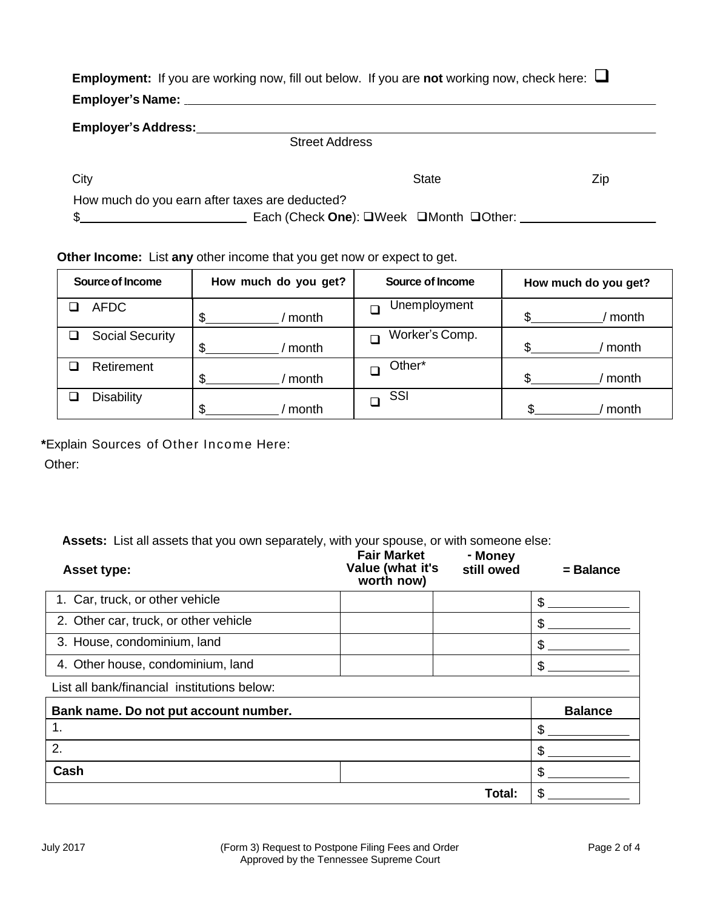**Employment:** If you are working now, fill out below. If you are **not** working now, check here: ❑

**Employer's Name:** ______________________________________________

**Employer's Address:** ______________________________________________
Street Address

City State Zip

How much do you earn after taxes are deducted?

$______________________ Each (Check **One**): ❑Week ❑Month ❑Other: ________________

**Other Income:** List **any** other income that you get now or expect to get.

| Source of Income | How much do you get? | Source of Income | How much do you get? |
|---|---|---|---|
| ❑ AFDC | $__________ / month | ❑ Unemployment | $__________/ month |
| ❑ Social Security | $__________ / month | ❑ Worker's Comp. | $__________/ month |
| ❑ Retirement | $__________ / month | ❑ Other* | $__________/ month |
| ❑ Disability | $__________ / month | ❑ SSI | $__________/ month |

***Explain Sources of Other Income Here:**

Other:

**Assets:** List all assets that you own separately, with your spouse, or with someone else:

| **Asset type:** | **Fair Market Value (what it's worth now)** | **- Money still owed** | **= Balance** |
|---|---|---|---|
| 1. Car, truck, or other vehicle | | | $ __________ |
| 2. Other car, truck, or other vehicle | | | $ __________ |
| 3. House, condominium, land | | | $ __________ |
| 4. Other house, condominium, land | | | $ __________ |
| List all bank/financial institutions below: | | | |
| **Bank name. Do not put account number.** | | | **Balance** |
| 1. | | | $ __________ |
| 2. | | | $ __________ |
| **Cash** | | | $ __________ |
| | | **Total:** | $ __________ |

(Form 3) Request to Postpone Filing Fees and Order
Approved by the Tennessee Supreme Court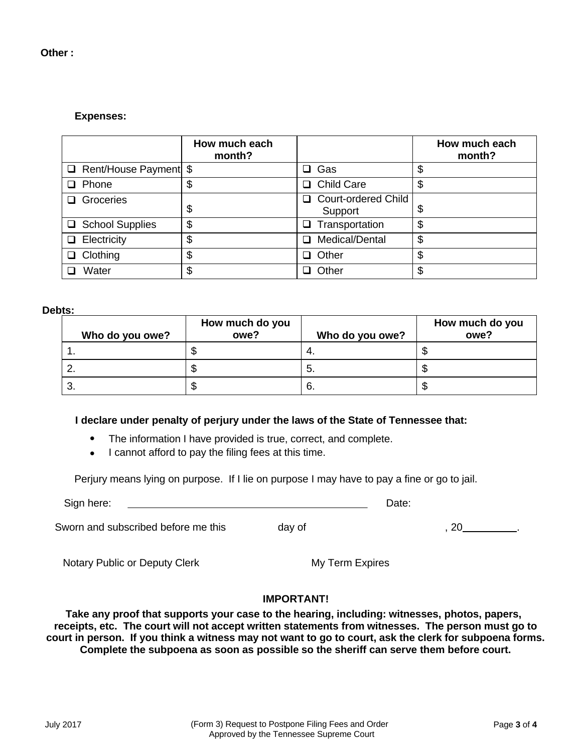**Other :**

**Expenses:**

| | How much each month? | | How much each month? |
|---|---|---|---|
| ❑ Rent/House Payment | $ | ❑ Gas | $ |
| ❑ Phone | $ | ❑ Child Care | $ |
| ❑ Groceries | $ | ❑ Court-ordered Child Support | $ |
| ❑ School Supplies | $ | ❑ Transportation | $ |
| ❑ Electricity | $ | ❑ Medical/Dental | $ |
| ❑ Clothing | $ | ❑ Other | $ |
| ❑ Water | $ | ❑ Other | $ |

**Debts:**

| Who do you owe? | How much do you owe? | Who do you owe? | How much do you owe? |
|---|---|---|---|
| 1. | $ | 4. | $ |
| 2. | $ | 5. | $ |
| 3. | $ | 6. | $ |

**I declare under penalty of perjury under the laws of the State of Tennessee that:**

- The information I have provided is true, correct, and complete.
- I cannot afford to pay the filing fees at this time.

Perjury means lying on purpose. If I lie on purpose I may have to pay a fine or go to jail.

Sign here: ___________________________________________ Date:

Sworn and subscribed before me this ______ day of ____________________, 20_________.

Notary Public or Deputy Clerk My Term Expires

**IMPORTANT!**

**Take any proof that supports your case to the hearing, including: witnesses, photos, papers, receipts, etc. The court will not accept written statements from witnesses. The person must go to court in person. If you think a witness may not want to go to court, ask the clerk for subpoena forms. Complete the subpoena as soon as possible so the sheriff can serve them before court.**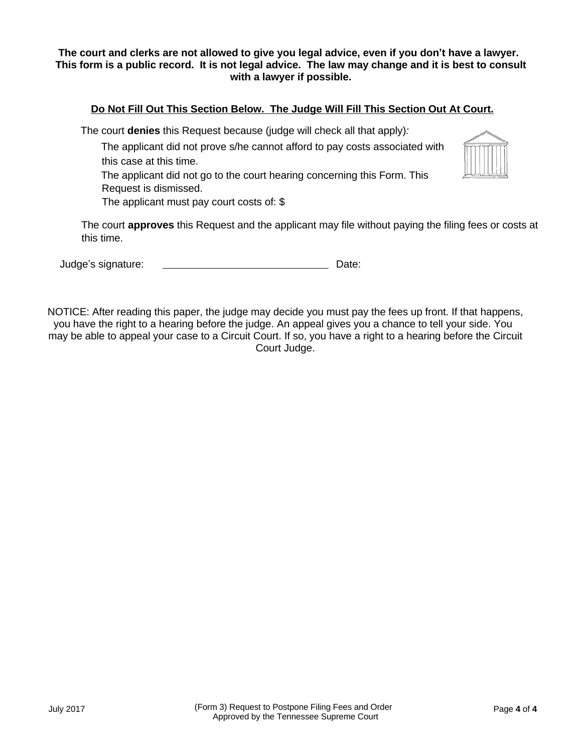**The court and clerks are not allowed to give you legal advice, even if you don't have a lawyer. This form is a public record. It is not legal advice. The law may change and it is best to consult with a lawyer if possible.**

**Do Not Fill Out This Section Below. The Judge Will Fill This Section Out At Court.**

The court **denies** this Request because (judge will check all that apply):

- The applicant did not prove s/he cannot afford to pay costs associated with this case at this time.
- The applicant did not go to the court hearing concerning this Form. This Request is dismissed.
- The applicant must pay court costs of: $

The court **approves** this Request and the applicant may file without paying the filing fees or costs at this time.

Judge's signature: ______________________________ Date:

NOTICE: After reading this paper, the judge may decide you must pay the fees up front. If that happens, you have the right to a hearing before the judge. An appeal gives you a chance to tell your side. You may be able to appeal your case to a Circuit Court. If so, you have a right to a hearing before the Circuit Court Judge.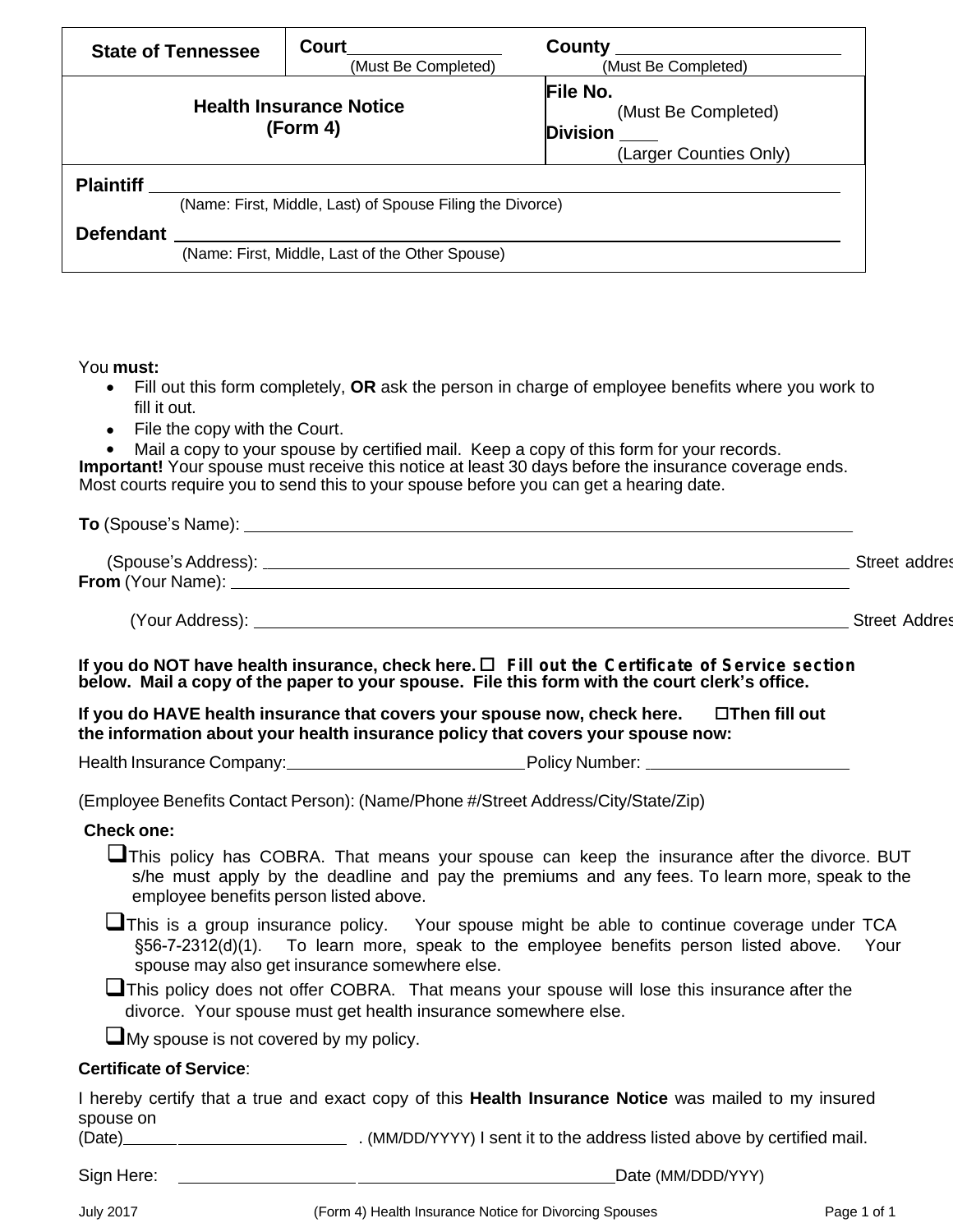| State of Tennessee | Court ________________ (Must Be Completed) | County ________________ (Must Be Completed) |
|---|---|---|
| **Health Insurance Notice (Form 4)** | | **File No.** (Must Be Completed) **Division** ____ (Larger Counties Only) |

**Plaintiff** ______________________________________________
(Name: First, Middle, Last) of Spouse Filing the Divorce)

**Defendant** ______________________________________________
(Name: First, Middle, Last of the Other Spouse)

You **must:**

- Fill out this form completely, **OR** ask the person in charge of employee benefits where you work to fill it out.
- File the copy with the Court.
- Mail a copy to your spouse by certified mail. Keep a copy of this form for your records.

**Important!** Your spouse must receive this notice at least 30 days before the insurance coverage ends. Most courts require you to send this to your spouse before you can get a hearing date.

**To** (Spouse's Name): ______________________________________________

(Spouse's Address): ______________________________________________ Street addres

**From** (Your Name): ______________________________________________

(Your Address): ______________________________________________ Street Addres

**If you do NOT have health insurance, check here. ☐ Fill out the Certificate of Service section below. Mail a copy of the paper to your spouse. File this form with the court clerk's office.**

**If you do HAVE health insurance that covers your spouse now, check here. ☐Then fill out the information about your health insurance policy that covers your spouse now:**

Health Insurance Company: __________________________ Policy Number: ______________________

(Employee Benefits Contact Person): (Name/Phone #/Street Address/City/State/Zip)

**Check one:**

- ☐ This policy has COBRA. That means your spouse can keep the insurance after the divorce. BUT s/he must apply by the deadline and pay the premiums and any fees. To learn more, speak to the employee benefits person listed above.
- ☐ This is a group insurance policy. Your spouse might be able to continue coverage under TCA §56-7-2312(d)(1). To learn more, speak to the employee benefits person listed above. Your spouse may also get insurance somewhere else.
- ☐ This policy does not offer COBRA. That means your spouse will lose this insurance after the divorce. Your spouse must get health insurance somewhere else.
- ☐ My spouse is not covered by my policy.

**Certificate of Service**:

I hereby certify that a true and exact copy of this **Health Insurance Notice** was mailed to my insured spouse on

(Date)______ __________________ . (MM/DD/YYYY) I sent it to the address listed above by certified mail.

Sign Here: ____________________ ______________________________ Date (MM/DDD/YYY)

July 2017 (Form 4) Health Insurance Notice for Divorcing Spouses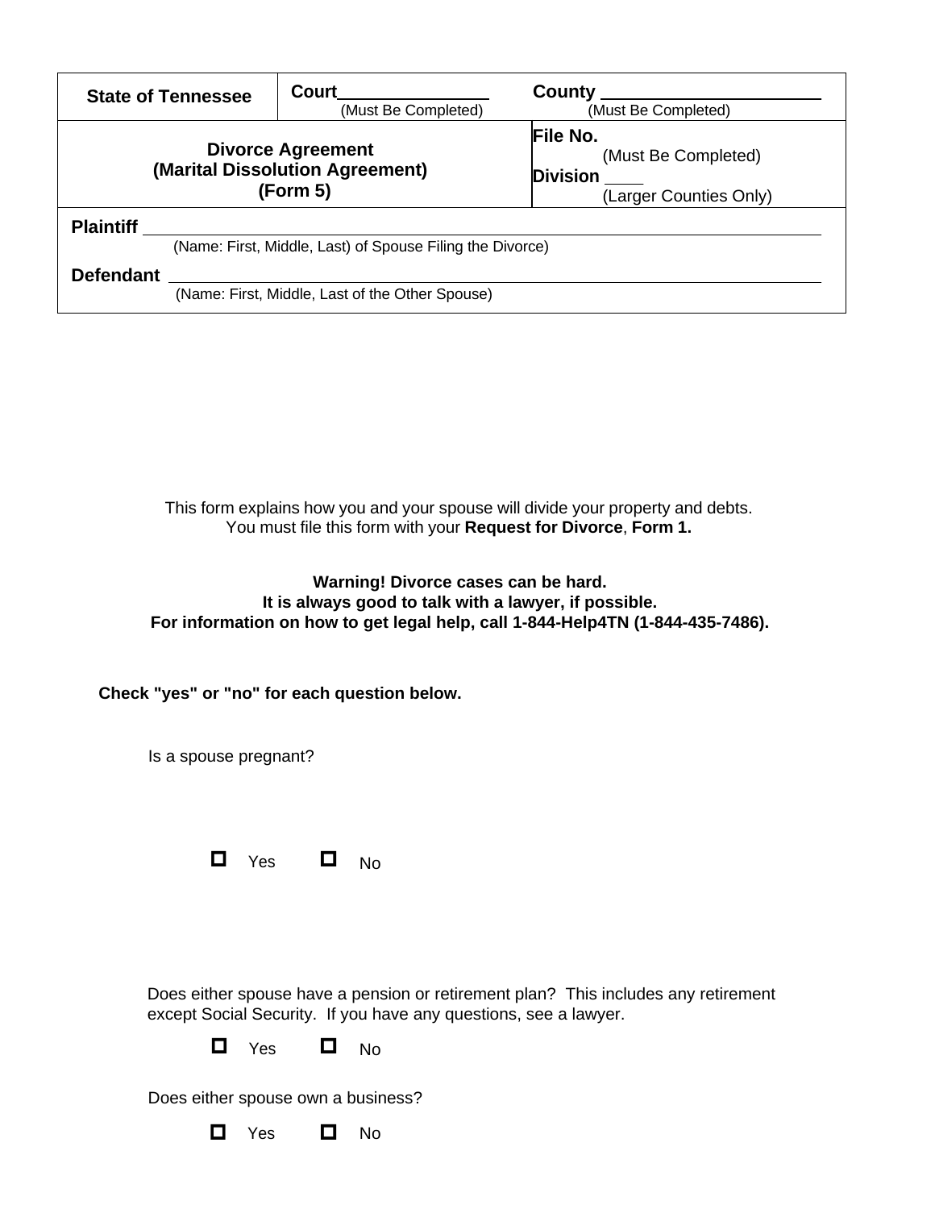| State of Tennessee | Court ______________ (Must Be Completed) | County ____________________ (Must Be Completed) |
|---|---|---|
| **Divorce Agreement (Marital Dissolution Agreement) (Form 5)** | | **File No.** (Must Be Completed) **Division** ____ (Larger Counties Only) |

**Plaintiff** ______________________________________________________________
(Name: First, Middle, Last) of Spouse Filing the Divorce)

**Defendant** ______________________________________________________________
(Name: First, Middle, Last of the Other Spouse)

This form explains how you and your spouse will divide your property and debts.
You must file this form with your **Request for Divorce**, **Form 1.**

**Warning! Divorce cases can be hard.**
**It is always good to talk with a lawyer, if possible.**
**For information on how to get legal help, call 1-844-Help4TN (1-844-435-7486).**

**Check "yes" or "no" for each question below.**

Is a spouse pregnant?

☐ Yes ☐ No

Does either spouse have a pension or retirement plan? This includes any retirement except Social Security. If you have any questions, see a lawyer.

☐ Yes ☐ No

Does either spouse own a business?

☐ Yes ☐ No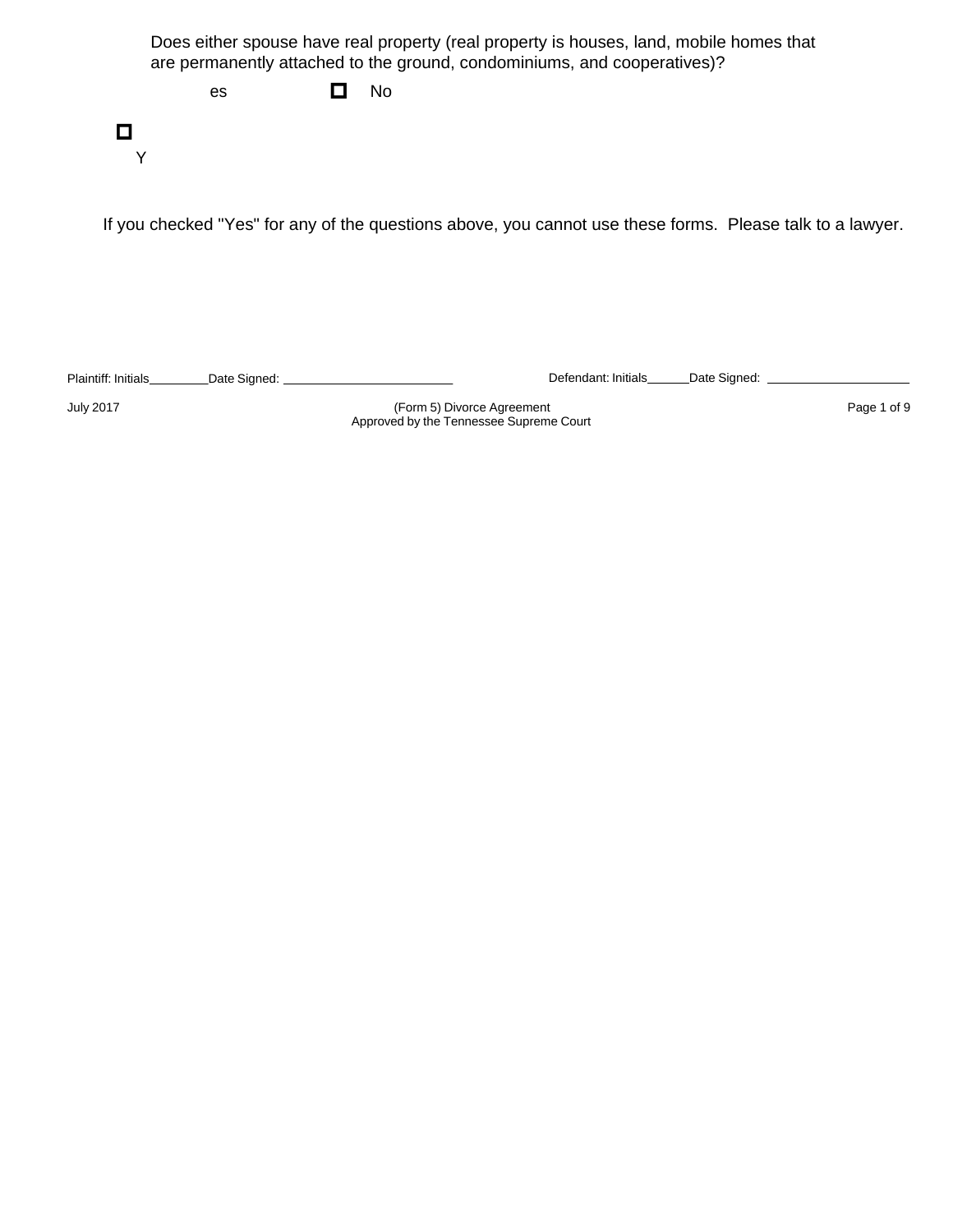Does either spouse have real property (real property is houses, land, mobile homes that are permanently attached to the ground, condominiums, and cooperatives)?

☐ Yes ☐ No

If you checked "Yes" for any of the questions above, you cannot use these forms. Please talk to a lawyer.

Plaintiff: Initials________Date Signed: ________________________ Defendant: Initials______Date Signed: ____________________

July 2017 (Form 5) Divorce Agreement
Approved by the Tennessee Supreme Court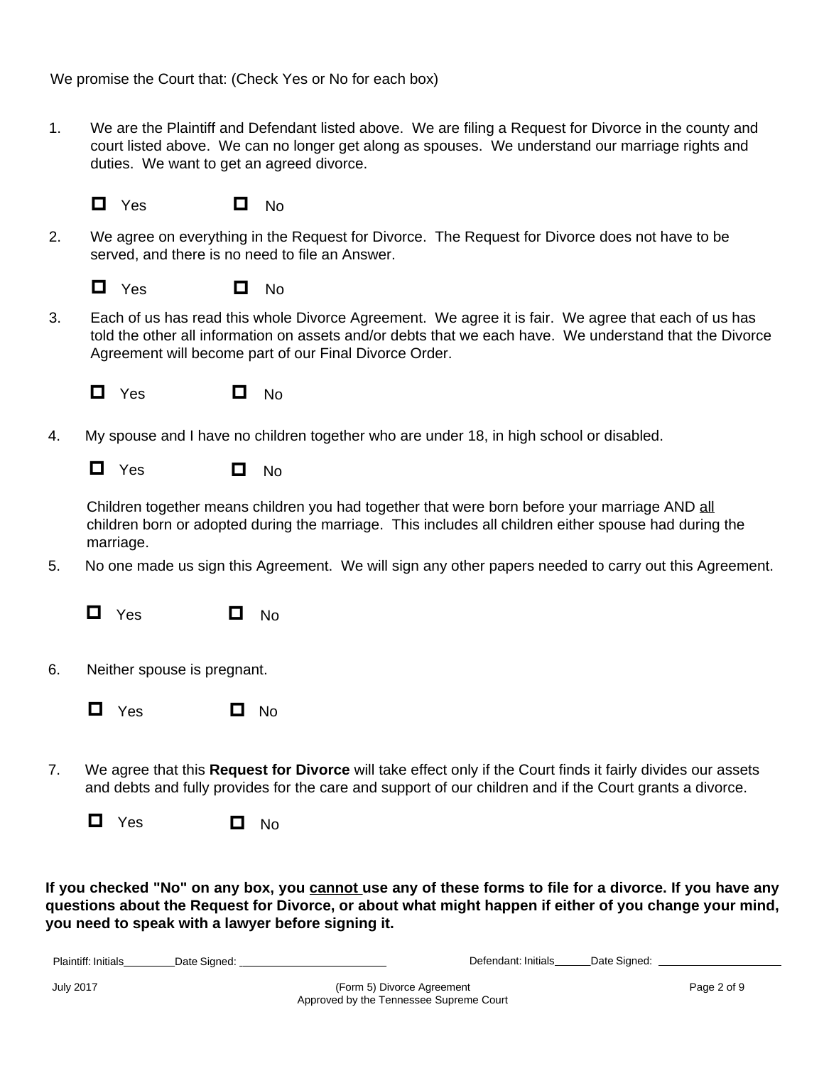We promise the Court that: (Check Yes or No for each box)

1. We are the Plaintiff and Defendant listed above. We are filing a Request for Divorce in the county and court listed above. We can no longer get along as spouses. We understand our marriage rights and duties. We want to get an agreed divorce.

   ☐ Yes ☐ No

2. We agree on everything in the Request for Divorce. The Request for Divorce does not have to be served, and there is no need to file an Answer.

   ☐ Yes ☐ No

3. Each of us has read this whole Divorce Agreement. We agree it is fair. We agree that each of us has told the other all information on assets and/or debts that we each have. We understand that the Divorce Agreement will become part of our Final Divorce Order.

   ☐ Yes ☐ No

4. My spouse and I have no children together who are under 18, in high school or disabled.

   ☐ Yes ☐ No

   Children together means children you had together that were born before your marriage AND all children born or adopted during the marriage. This includes all children either spouse had during the marriage.

5. No one made us sign this Agreement. We will sign any other papers needed to carry out this Agreement.

   ☐ Yes ☐ No

6. Neither spouse is pregnant.

   ☐ Yes ☐ No

7. We agree that this **Request for Divorce** will take effect only if the Court finds it fairly divides our assets and debts and fully provides for the care and support of our children and if the Court grants a divorce.

   ☐ Yes ☐ No

**If you checked "No" on any box, you cannot use any of these forms to file for a divorce. If you have any questions about the Request for Divorce, or about what might happen if either of you change your mind, you need to speak with a lawyer before signing it.**

Plaintiff: Initials________ Date Signed: ________________________ Defendant: Initials______ Date Signed: ____________________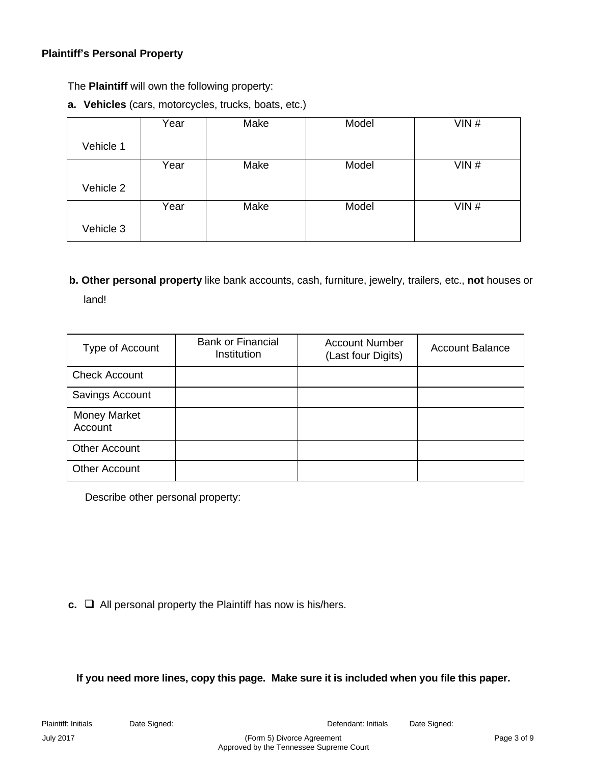**Plaintiff's Personal Property**

The **Plaintiff** will own the following property:

**a. Vehicles** (cars, motorcycles, trucks, boats, etc.)

| | Year | Make | Model | VIN # |
|---|---|---|---|---|
| Vehicle 1 | | | | |
| | Year | Make | Model | VIN # |
| Vehicle 2 | | | | |
| | Year | Make | Model | VIN # |
| Vehicle 3 | | | | |

**b. Other personal property** like bank accounts, cash, furniture, jewelry, trailers, etc., **not** houses or land!

| Type of Account | Bank or Financial Institution | Account Number (Last four Digits) | Account Balance |
|---|---|---|---|
| Check Account | | | |
| Savings Account | | | |
| Money Market Account | | | |
| Other Account | | | |
| Other Account | | | |

Describe other personal property:

**c.** ❑ All personal property the Plaintiff has now is his/hers.

**If you need more lines, copy this page. Make sure it is included when you file this paper.**

Plaintiff: Initials Date Signed: Defendant: Initials Date Signed: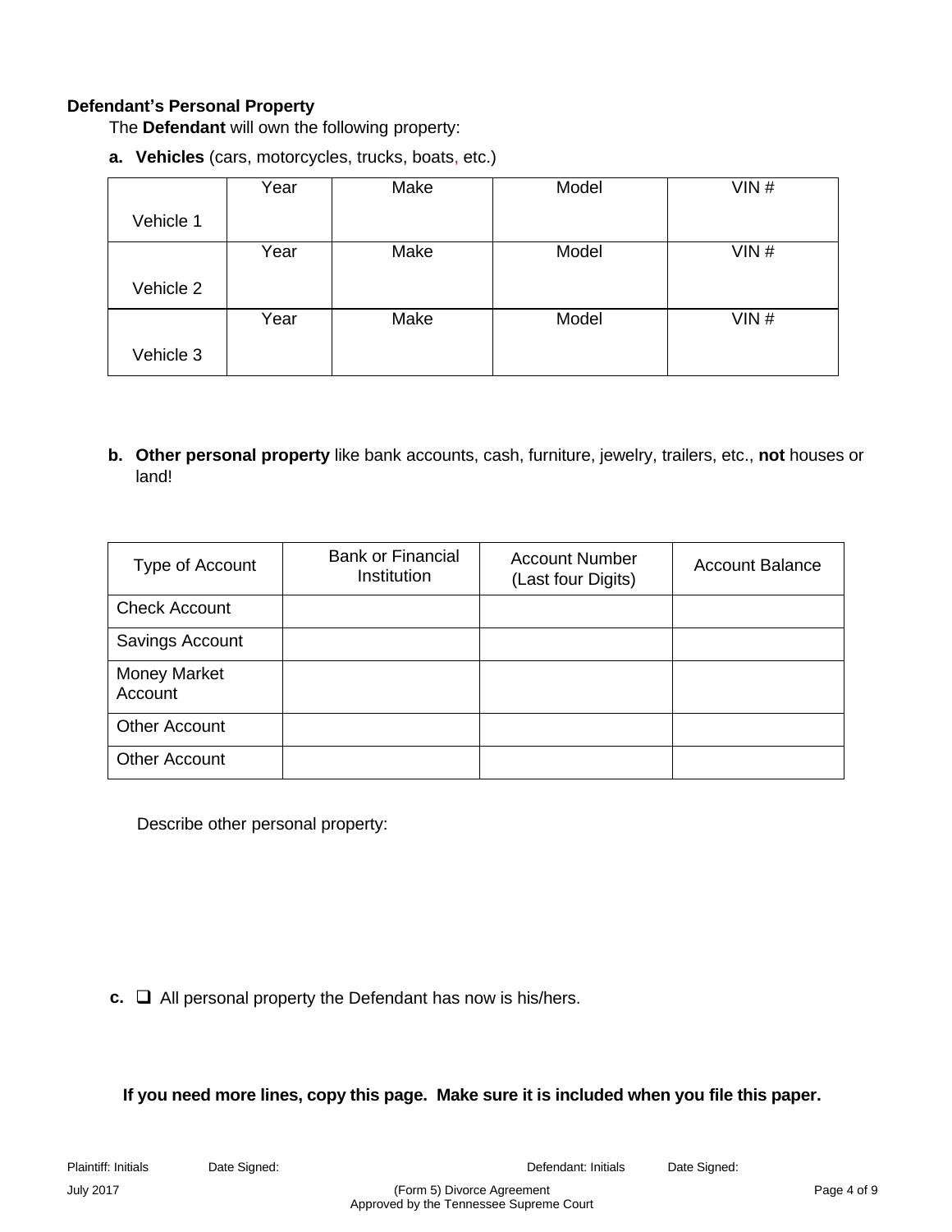**Defendant's Personal Property**

The **Defendant** will own the following property:

**a. Vehicles** (cars, motorcycles, trucks, boats, etc.)

| | Year | Make | Model | VIN # |
|---|---|---|---|---|
| Vehicle 1 | | | | |
| Vehicle 2 | | | | |
| Vehicle 3 | | | | |

**b. Other personal property** like bank accounts, cash, furniture, jewelry, trailers, etc., **not** houses or land!

| Type of Account | Bank or Financial Institution | Account Number (Last four Digits) | Account Balance |
|---|---|---|---|
| Check Account | | | |
| Savings Account | | | |
| Money Market Account | | | |
| Other Account | | | |
| Other Account | | | |

Describe other personal property:

**c.** ❑ All personal property the Defendant has now is his/hers.

**If you need more lines, copy this page. Make sure it is included when you file this paper.**

Plaintiff: Initials Date Signed: Defendant: Initials Date Signed: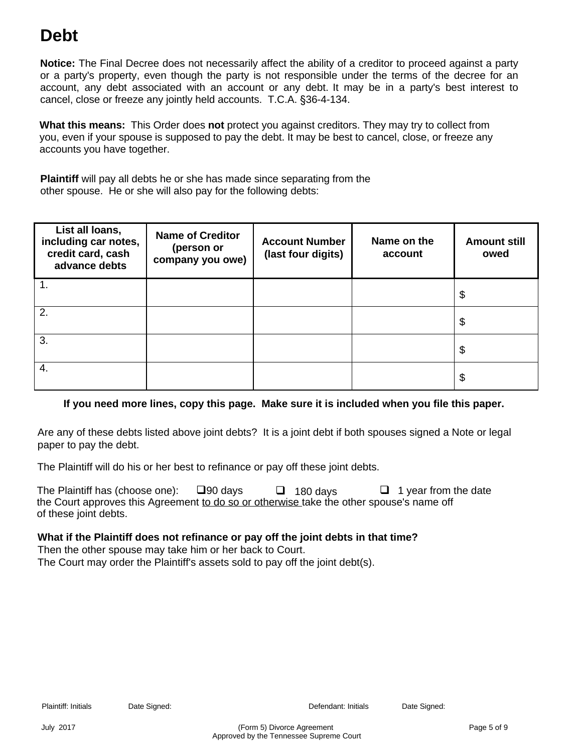# Debt

**Notice:** The Final Decree does not necessarily affect the ability of a creditor to proceed against a party or a party's property, even though the party is not responsible under the terms of the decree for an account, any debt associated with an account or any debt. It may be in a party's best interest to cancel, close or freeze any jointly held accounts. T.C.A. §36-4-134.

**What this means:** This Order does **not** protect you against creditors. They may try to collect from you, even if your spouse is supposed to pay the debt. It may be best to cancel, close, or freeze any accounts you have together.

**Plaintiff** will pay all debts he or she has made since separating from the other spouse. He or she will also pay for the following debts:

| List all loans, including car notes, credit card, cash advance debts | Name of Creditor (person or company you owe) | Account Number (last four digits) | Name on the account | Amount still owed |
|---|---|---|---|---|
| 1. | | | | $ |
| 2. | | | | $ |
| 3. | | | | $ |
| 4. | | | | $ |

**If you need more lines, copy this page. Make sure it is included when you file this paper.**

Are any of these debts listed above joint debts? It is a joint debt if both spouses signed a Note or legal paper to pay the debt.

The Plaintiff will do his or her best to refinance or pay off these joint debts.

The Plaintiff has (choose one): ❑ 90 days ❑ 180 days ❑ 1 year from the date the Court approves this Agreement to do so or otherwise take the other spouse's name off of these joint debts.

**What if the Plaintiff does not refinance or pay off the joint debts in that time?**
Then the other spouse may take him or her back to Court.
The Court may order the Plaintiff's assets sold to pay off the joint debt(s).

Plaintiff: Initials Date Signed: Defendant: Initials Date Signed: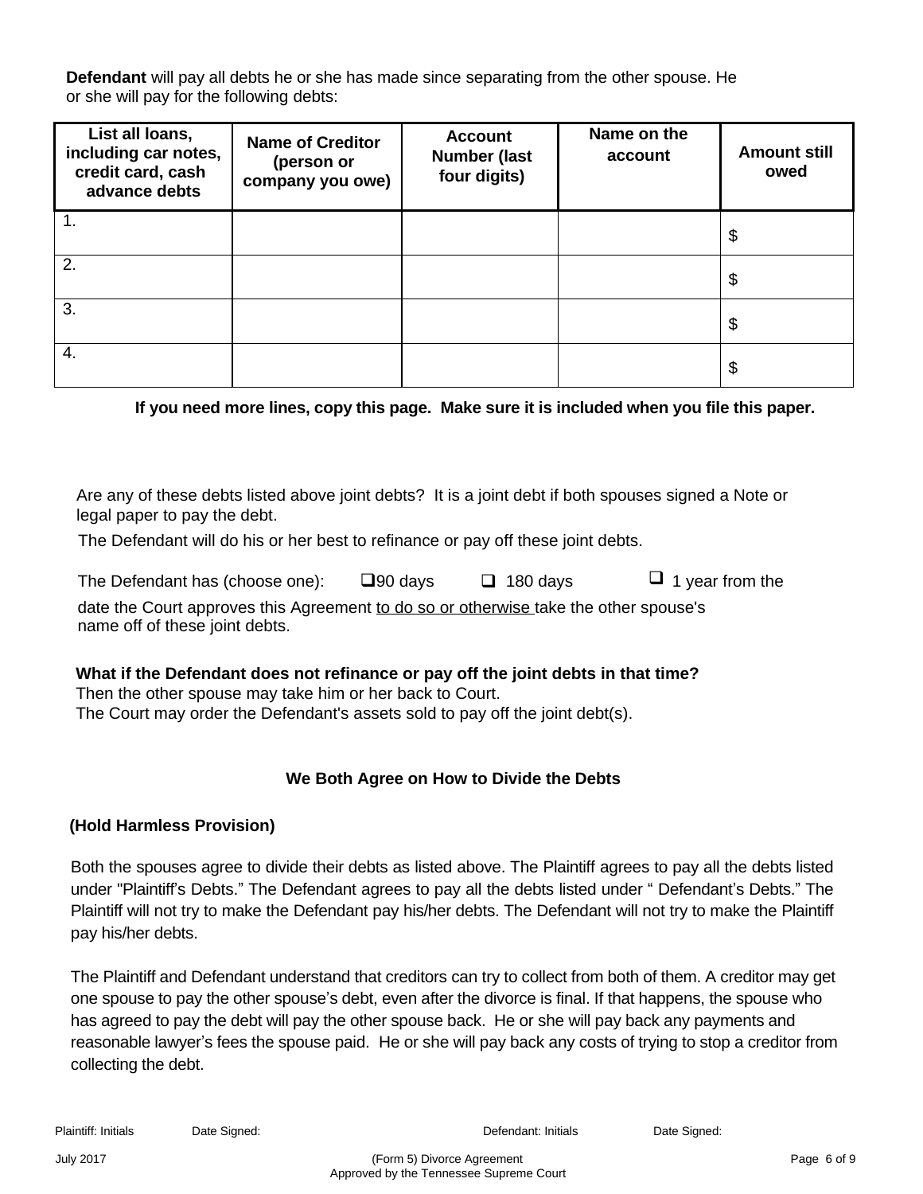**Defendant** will pay all debts he or she has made since separating from the other spouse. He or she will pay for the following debts:

| List all loans, including car notes, credit card, cash advance debts | Name of Creditor (person or company you owe) | Account Number (last four digits) | Name on the account | Amount still owed |
|---|---|---|---|---|
| 1. | | | | $ |
| 2. | | | | $ |
| 3. | | | | $ |
| 4. | | | | $ |

**If you need more lines, copy this page. Make sure it is included when you file this paper.**

Are any of these debts listed above joint debts? It is a joint debt if both spouses signed a Note or legal paper to pay the debt.

The Defendant will do his or her best to refinance or pay off these joint debts.

The Defendant has (choose one): ❑ 90 days ❑ 180 days ❑ 1 year from the date the Court approves this Agreement <u>to do so or otherwise</u> take the other spouse's name off of these joint debts.

**What if the Defendant does not refinance or pay off the joint debts in that time?**
Then the other spouse may take him or her back to Court.
The Court may order the Defendant's assets sold to pay off the joint debt(s).

### We Both Agree on How to Divide the Debts

**(Hold Harmless Provision)**

Both the spouses agree to divide their debts as listed above. The Plaintiff agrees to pay all the debts listed under "Plaintiff's Debts." The Defendant agrees to pay all the debts listed under " Defendant's Debts." The Plaintiff will not try to make the Defendant pay his/her debts. The Defendant will not try to make the Plaintiff pay his/her debts.

The Plaintiff and Defendant understand that creditors can try to collect from both of them. A creditor may get one spouse to pay the other spouse's debt, even after the divorce is final. If that happens, the spouse who has agreed to pay the debt will pay the other spouse back. He or she will pay back any payments and reasonable lawyer's fees the spouse paid. He or she will pay back any costs of trying to stop a creditor from collecting the debt.

Plaintiff: Initials Date Signed: Defendant: Initials Date Signed: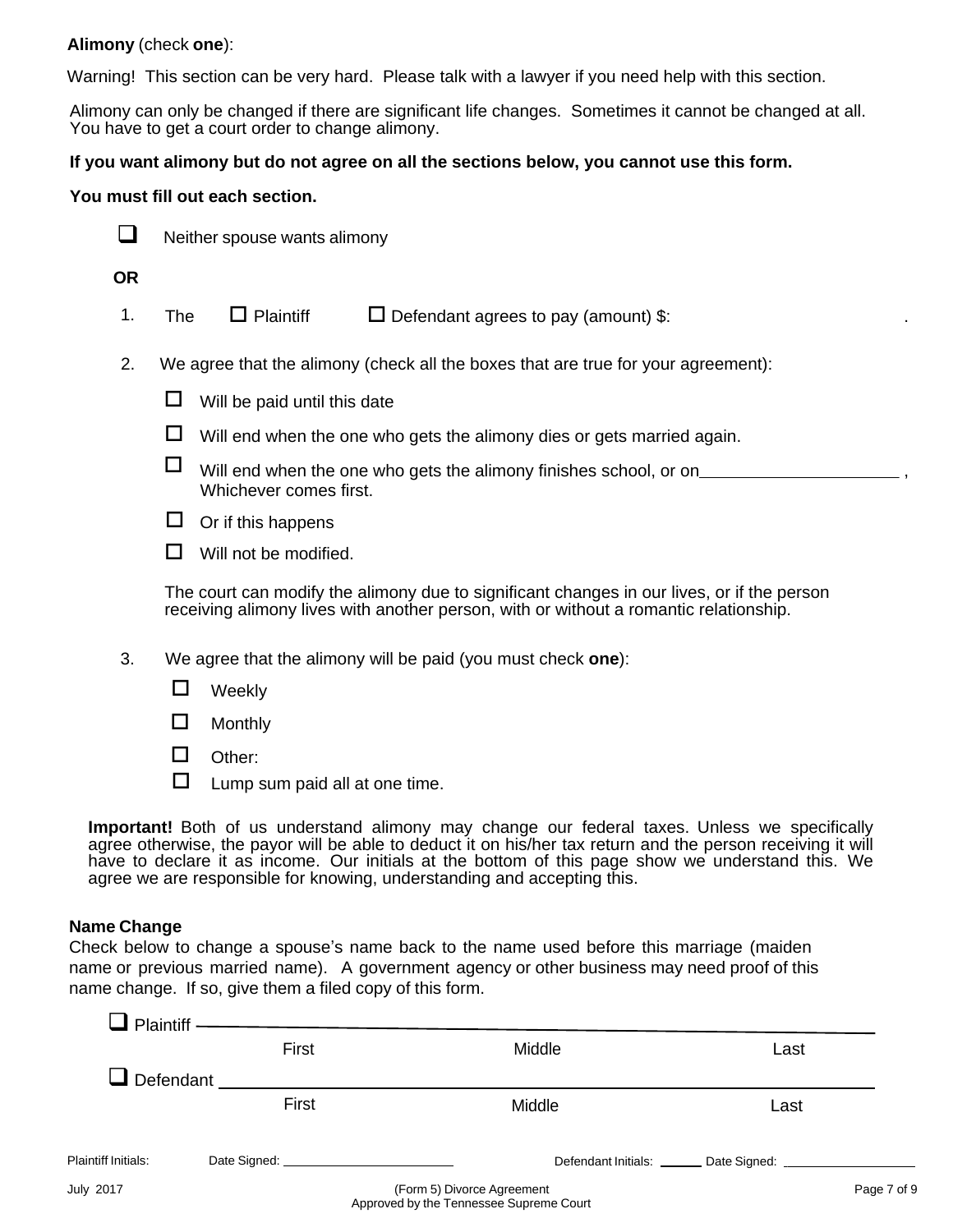**Alimony** (check **one**):

Warning! This section can be very hard. Please talk with a lawyer if you need help with this section.

Alimony can only be changed if there are significant life changes. Sometimes it cannot be changed at all. You have to get a court order to change alimony.

**If you want alimony but do not agree on all the sections below, you cannot use this form.**

**You must fill out each section.**

☐ Neither spouse wants alimony

**OR**

1. The ☐ Plaintiff ☐ Defendant agrees to pay (amount) $: ______________________.

2. We agree that the alimony (check all the boxes that are true for your agreement):

   ☐ Will be paid until this date

   ☐ Will end when the one who gets the alimony dies or gets married again.

   ☐ Will end when the one who gets the alimony finishes school, or on______________________ , Whichever comes first.

   ☐ Or if this happens

   ☐ Will not be modified.

   The court can modify the alimony due to significant changes in our lives, or if the person receiving alimony lives with another person, with or without a romantic relationship.

3. We agree that the alimony will be paid (you must check **one**):

   ☐ Weekly

   ☐ Monthly

   ☐ Other:

   ☐ Lump sum paid all at one time.

**Important!** Both of us understand alimony may change our federal taxes. Unless we specifically agree otherwise, the payor will be able to deduct it on his/her tax return and the person receiving it will have to declare it as income. Our initials at the bottom of this page show we understand this. We agree we are responsible for knowing, understanding and accepting this.

**Name Change**

Check below to change a spouse's name back to the name used before this marriage (maiden name or previous married name). A government agency or other business may need proof of this name change. If so, give them a filed copy of this form.

☐ Plaintiff ____________________________________________________________

First Middle Last

☐ Defendant __________________________________________________________

First Middle Last

Plaintiff Initials: Date Signed: ______________________ Defendant Initials: ______ Date Signed: ______________________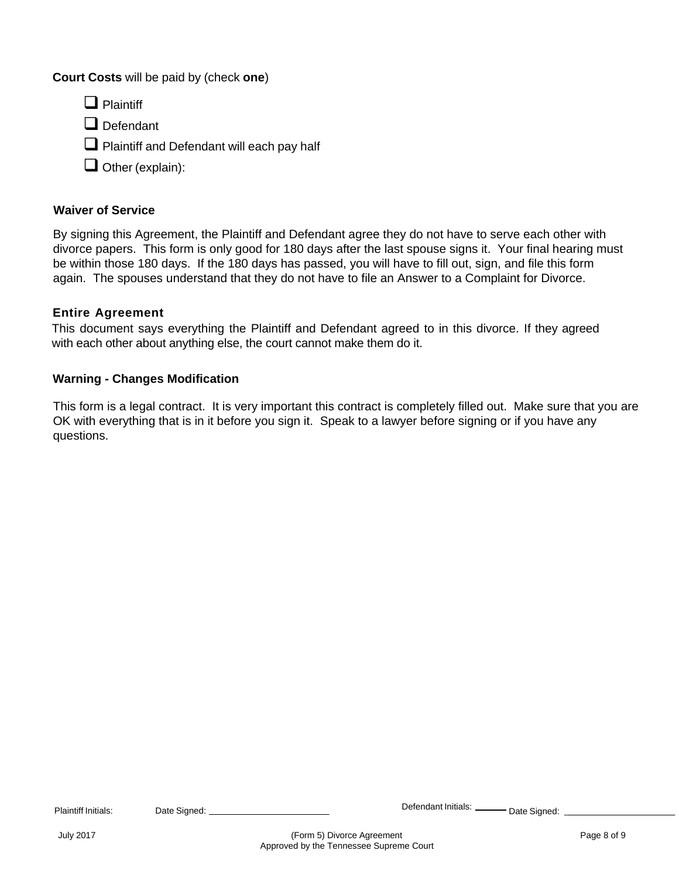**Court Costs** will be paid by (check **one**)

- ☐ Plaintiff
- ☐ Defendant
- ☐ Plaintiff and Defendant will each pay half
- ☐ Other (explain):

**Waiver of Service**

By signing this Agreement, the Plaintiff and Defendant agree they do not have to serve each other with divorce papers. This form is only good for 180 days after the last spouse signs it. Your final hearing must be within those 180 days. If the 180 days has passed, you will have to fill out, sign, and file this form again. The spouses understand that they do not have to file an Answer to a Complaint for Divorce.

**Entire Agreement**

This document says everything the Plaintiff and Defendant agreed to in this divorce. If they agreed with each other about anything else, the court cannot make them do it.

**Warning - Changes Modification**

This form is a legal contract. It is very important this contract is completely filled out. Make sure that you are OK with everything that is in it before you sign it. Speak to a lawyer before signing or if you have any questions.

Plaintiff Initials: Date Signed: ______________________ Defendant Initials: ______ Date Signed: ______________________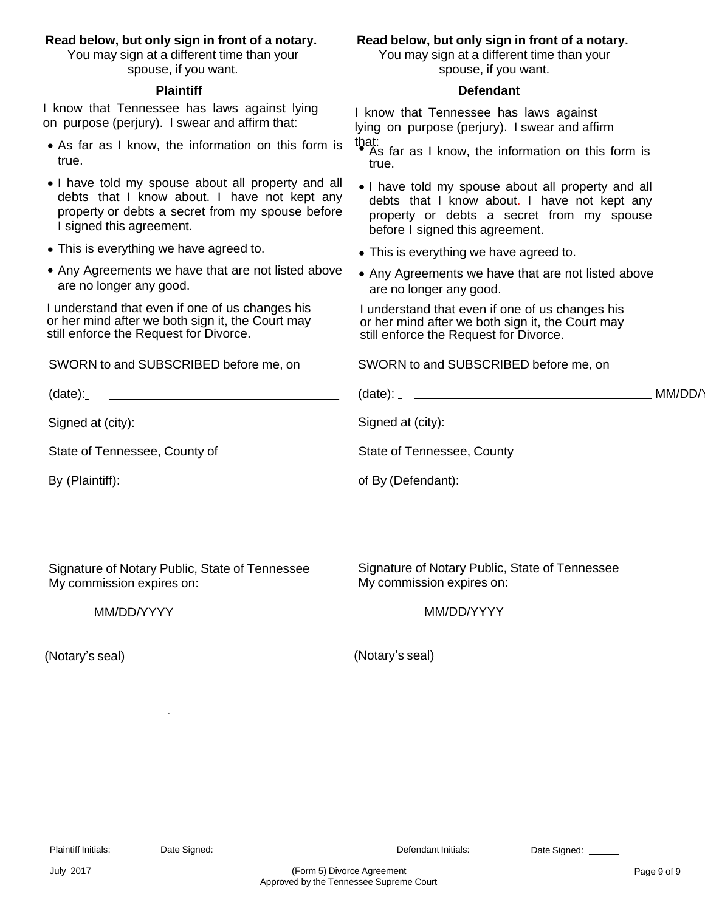**Read below, but only sign in front of a notary.**
You may sign at a different time than your spouse, if you want.

**Plaintiff**

I know that Tennessee has laws against lying on purpose (perjury). I swear and affirm that:

- As far as I know, the information on this form is true.
- I have told my spouse about all property and all debts that I know about. I have not kept any property or debts a secret from my spouse before I signed this agreement.
- This is everything we have agreed to.
- Any Agreements we have that are not listed above are no longer any good.

I understand that even if one of us changes his or her mind after we both sign it, the Court may still enforce the Request for Divorce.

SWORN to and SUBSCRIBED before me, on

(date): ___________________________________

Signed at (city): ___________________________

State of Tennessee, County of _______________

By (Plaintiff):

Signature of Notary Public, State of Tennessee
My commission expires on:

MM/DD/YYYY

(Notary's seal)

**Read below, but only sign in front of a notary.**
You may sign at a different time than your spouse, if you want.

**Defendant**

I know that Tennessee has laws against lying on purpose (perjury). I swear and affirm that:

- As far as I know, the information on this form is true.
- I have told my spouse about all property and all debts that I know about. I have not kept any property or debts a secret from my spouse before I signed this agreement.
- This is everything we have agreed to.
- Any Agreements we have that are not listed above are no longer any good.

I understand that even if one of us changes his or her mind after we both sign it, the Court may still enforce the Request for Divorce.

SWORN to and SUBSCRIBED before me, on

(date): ___________________________________ MM/DD/Y

Signed at (city): ___________________________

State of Tennessee, County of _______________

By (Defendant):

Signature of Notary Public, State of Tennessee
My commission expires on:

MM/DD/YYYY

(Notary's seal)

Plaintiff Initials: Date Signed: Defendant Initials: Date Signed: ______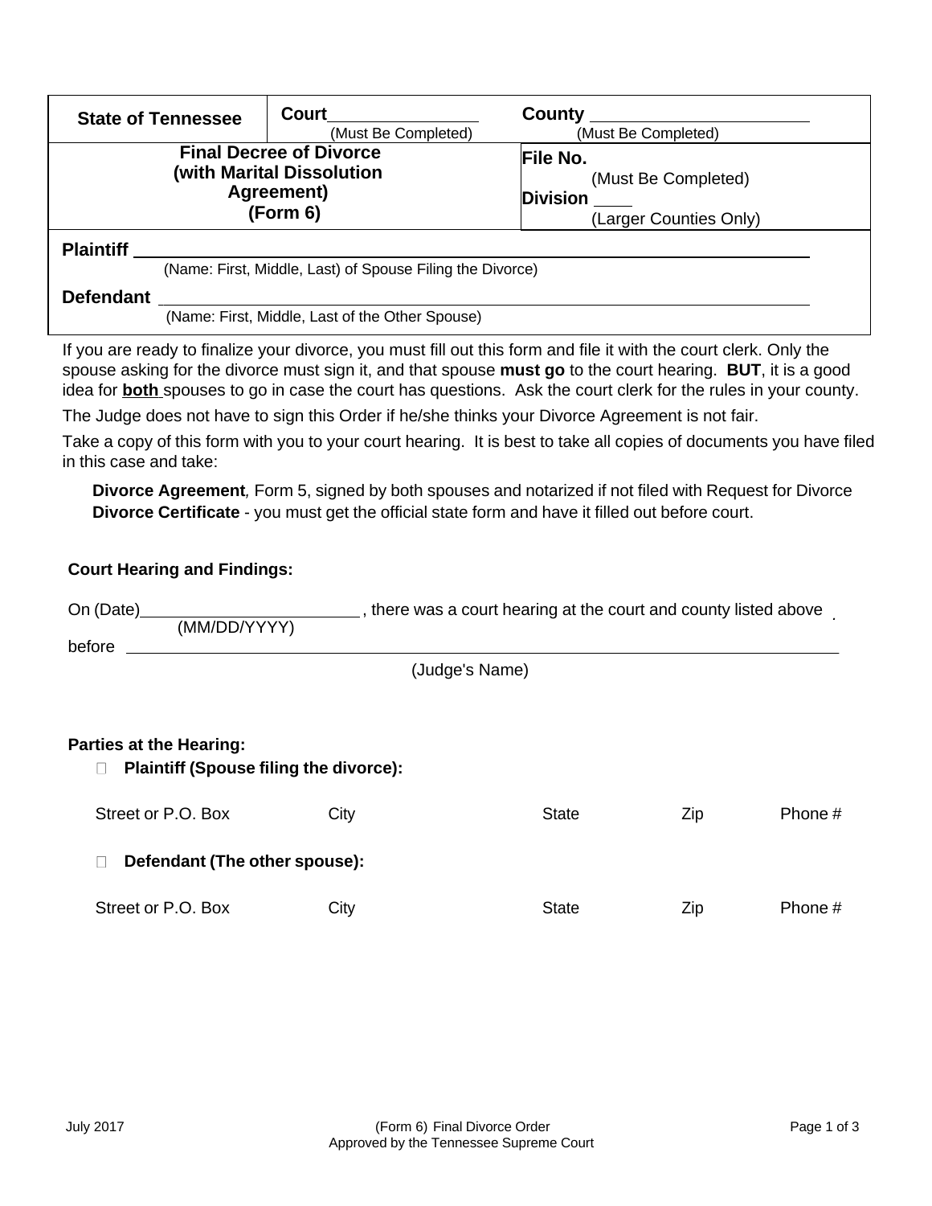| State of Tennessee | Court ______________ (Must Be Completed) | County ______________ (Must Be Completed) |
|---|---|---|
| **Final Decree of Divorce (with Marital Dissolution Agreement) (Form 6)** | | **File No.** (Must Be Completed) **Division** ____ (Larger Counties Only) |

**Plaintiff** ____________________________________________
(Name: First, Middle, Last) of Spouse Filing the Divorce)

**Defendant** ____________________________________________
(Name: First, Middle, Last of the Other Spouse)

If you are ready to finalize your divorce, you must fill out this form and file it with the court clerk. Only the spouse asking for the divorce must sign it, and that spouse **must go** to the court hearing. **BUT**, it is a good idea for **both** spouses to go in case the court has questions. Ask the court clerk for the rules in your county.

The Judge does not have to sign this Order if he/she thinks your Divorce Agreement is not fair.

Take a copy of this form with you to your court hearing. It is best to take all copies of documents you have filed in this case and take:

**Divorce Agreement**, Form 5, signed by both spouses and notarized if not filed with Request for Divorce
**Divorce Certificate** - you must get the official state form and have it filled out before court.

**Court Hearing and Findings:**

On (Date)______________________ (MM/DD/YYYY), there was a court hearing at the court and county listed above before ____________________________________________ (Judge's Name)

**Parties at the Hearing:**

☐ **Plaintiff (Spouse filing the divorce):**

| Street or P.O. Box | City | State | Zip | Phone # |
|---|---|---|---|---|

☐ **Defendant (The other spouse):**

| Street or P.O. Box | City | State | Zip | Phone # |
|---|---|---|---|---|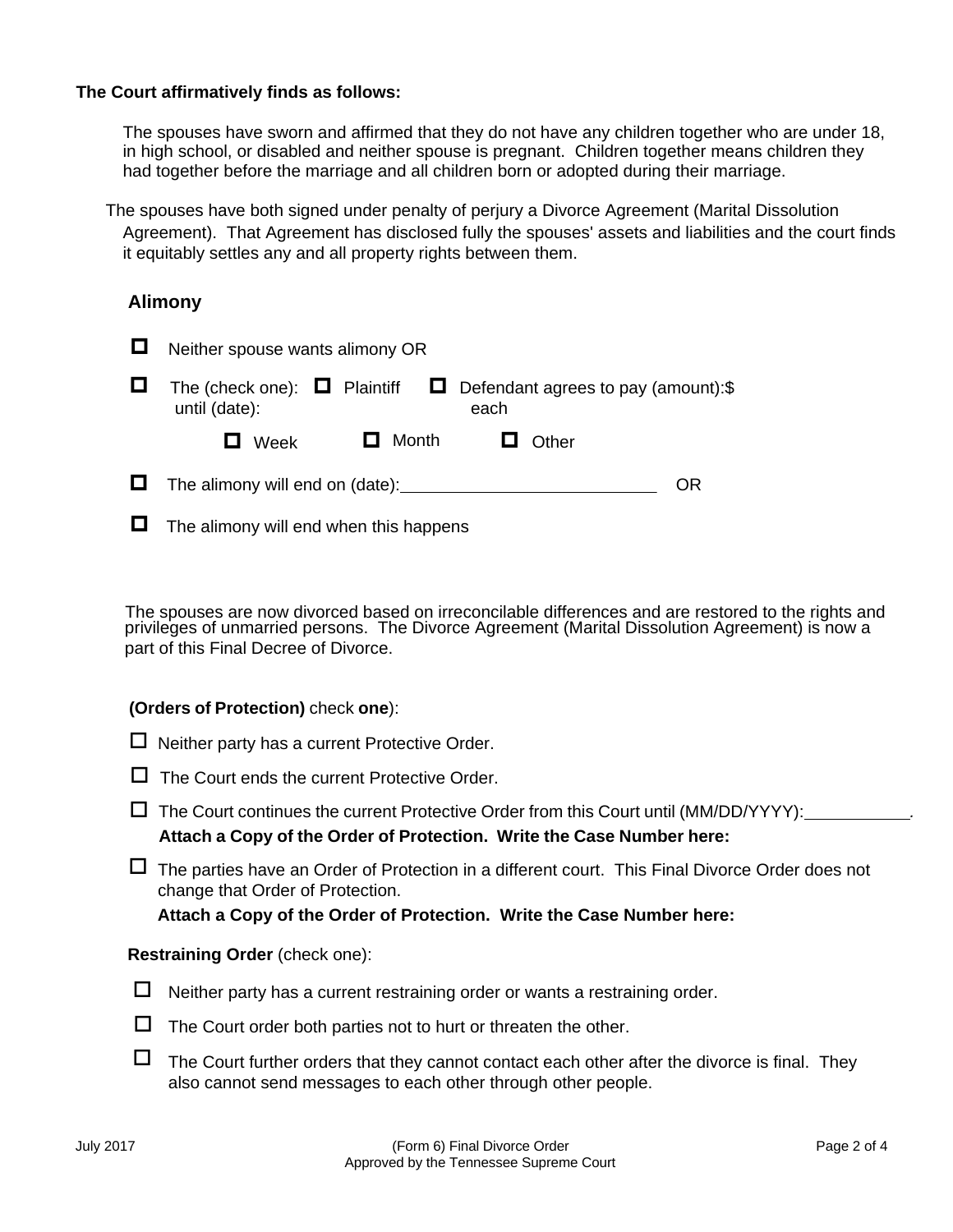**The Court affirmatively finds as follows:**

The spouses have sworn and affirmed that they do not have any children together who are under 18, in high school, or disabled and neither spouse is pregnant. Children together means children they had together before the marriage and all children born or adopted during their marriage.

The spouses have both signed under penalty of perjury a Divorce Agreement (Marital Dissolution Agreement). That Agreement has disclosed fully the spouses' assets and liabilities and the court finds it equitably settles any and all property rights between them.

## Alimony

- ☐ Neither spouse wants alimony OR
- ☐ The (check one): ☐ Plaintiff ☐ Defendant agrees to pay (amount):$ until (date): each
  - ☐ Week ☐ Month ☐ Other
- ☐ The alimony will end on (date):\_\_\_\_\_\_\_\_\_\_\_\_\_\_\_\_\_\_\_\_\_\_\_\_\_\_\_\_ OR
- ☐ The alimony will end when this happens

The spouses are now divorced based on irreconcilable differences and are restored to the rights and privileges of unmarried persons. The Divorce Agreement (Marital Dissolution Agreement) is now a part of this Final Decree of Divorce.

**(Orders of Protection)** check **one**):

- ☐ Neither party has a current Protective Order.
- ☐ The Court ends the current Protective Order.
- ☐ The Court continues the current Protective Order from this Court until (MM/DD/YYYY):\_\_\_\_\_\_\_\_\_\_\_\_.
  **Attach a Copy of the Order of Protection. Write the Case Number here:**
- ☐ The parties have an Order of Protection in a different court. This Final Divorce Order does not change that Order of Protection.
  **Attach a Copy of the Order of Protection. Write the Case Number here:**

**Restraining Order** (check one):

- ☐ Neither party has a current restraining order or wants a restraining order.
- ☐ The Court order both parties not to hurt or threaten the other.
- ☐ The Court further orders that they cannot contact each other after the divorce is final. They also cannot send messages to each other through other people.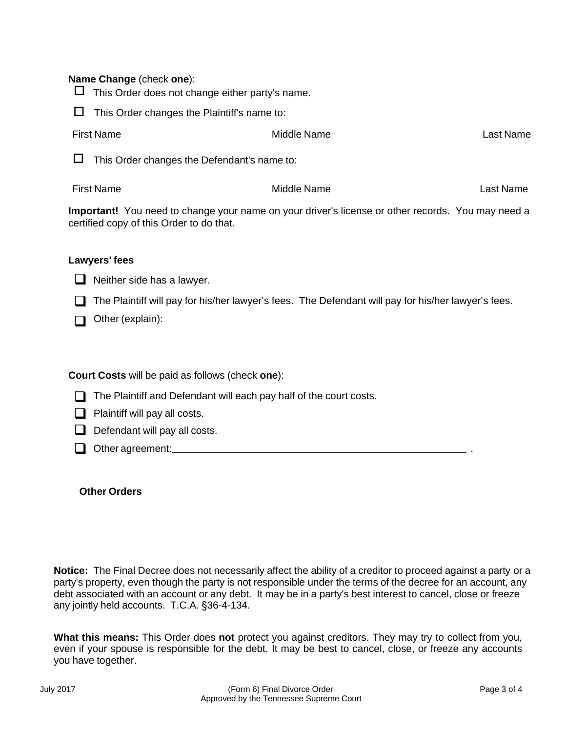**Name Change** (check **one**):

- ☐ This Order does not change either party's name.
- ☐ This Order changes the Plaintiff's name to:

First Name　　　　　　　　　Middle Name　　　　　　　　　Last Name

- ☐ This Order changes the Defendant's name to:

First Name　　　　　　　　　Middle Name　　　　　　　　　Last Name

**Important!** You need to change your name on your driver's license or other records. You may need a certified copy of this Order to do that.

**Lawyers' fees**

- ☐ Neither side has a lawyer.
- ☐ The Plaintiff will pay for his/her lawyer's fees. The Defendant will pay for his/her lawyer's fees.
- ☐ Other (explain):

**Court Costs** will be paid as follows (check **one**):

- ☐ The Plaintiff and Defendant will each pay half of the court costs.
- ☐ Plaintiff will pay all costs.
- ☐ Defendant will pay all costs.
- ☐ Other agreement:\_\_\_\_\_\_\_\_\_\_\_\_\_\_\_\_\_\_\_\_\_\_\_\_\_\_\_\_\_\_\_\_\_\_\_\_\_\_\_\_\_\_\_\_\_\_\_\_\_\_ .

**Other Orders**

**Notice:** The Final Decree does not necessarily affect the ability of a creditor to proceed against a party or a party's property, even though the party is not responsible under the terms of the decree for an account, any debt associated with an account or any debt. It may be in a party's best interest to cancel, close or freeze any jointly held accounts. T.C.A. §36-4-134.

**What this means:** This Order does **not** protect you against creditors. They may try to collect from you, even if your spouse is responsible for the debt. It may be best to cancel, close, or freeze any accounts you have together.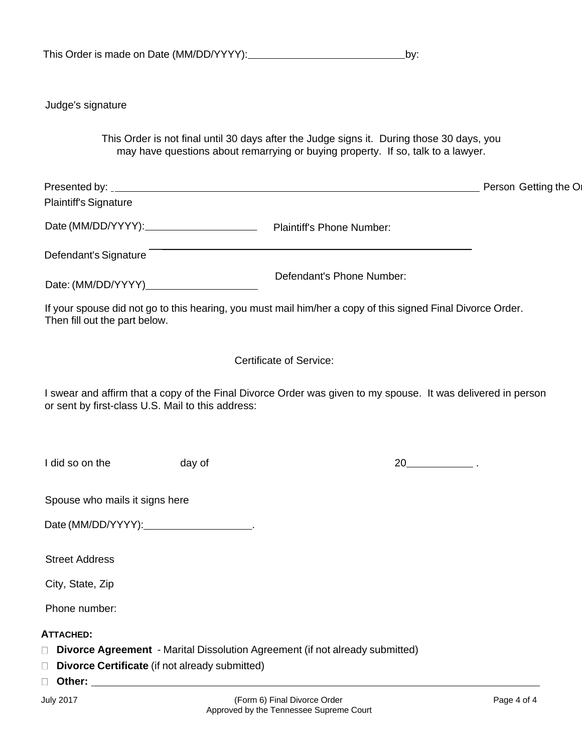This Order is made on Date (MM/DD/YYYY):\_\_\_\_\_\_\_\_\_\_\_\_\_\_\_\_\_\_\_\_\_\_\_\_\_\_\_by:

Judge's signature

This Order is not final until 30 days after the Judge signs it. During those 30 days, you may have questions about remarrying or buying property. If so, talk to a lawyer.

Presented by: \_\_\_\_\_\_\_\_\_\_\_\_\_\_\_\_\_\_\_\_\_\_\_\_\_\_\_\_\_\_\_\_\_\_\_\_\_\_\_\_\_\_\_\_\_\_\_\_\_\_\_\_\_\_\_\_\_\_ Person Getting the Or

Plaintiff's Signature

Date (MM/DD/YYYY):\_\_\_\_\_\_\_\_\_\_\_\_\_\_\_\_\_\_\_\_ Plaintiff's Phone Number:

Defendant's Signature \_\_\_\_\_\_\_\_\_\_\_\_\_\_\_\_\_\_\_\_\_\_\_\_\_\_\_\_\_\_\_\_\_\_\_\_\_\_\_\_\_\_\_\_\_\_\_\_\_\_\_\_\_\_\_\_\_\_

Date: (MM/DD/YYYY)\_\_\_\_\_\_\_\_\_\_\_\_\_\_\_\_\_\_\_\_ Defendant's Phone Number:

If your spouse did not go to this hearing, you must mail him/her a copy of this signed Final Divorce Order. Then fill out the part below.

Certificate of Service:

I swear and affirm that a copy of the Final Divorce Order was given to my spouse. It was delivered in person or sent by first-class U.S. Mail to this address:

I did so on the day of 20\_\_\_\_\_\_\_\_\_\_\_\_ .

Spouse who mails it signs here

Date (MM/DD/YYYY):\_\_\_\_\_\_\_\_\_\_\_\_\_\_\_\_\_\_\_\_.

Street Address

City, State, Zip

Phone number:

**ATTACHED:**

- ☐ **Divorce Agreement** - Marital Dissolution Agreement (if not already submitted)
- ☐ **Divorce Certificate** (if not already submitted)
- ☐ **Other:** \_\_\_\_\_\_\_\_\_\_\_\_\_\_\_\_\_\_\_\_\_\_\_\_\_\_\_\_\_\_\_\_\_\_\_\_\_\_\_\_\_\_\_\_\_\_\_\_\_\_\_\_\_\_\_\_\_\_\_\_\_\_\_\_\_\_

July 2017 (Form 6) Final Divorce Order
Approved by the Tennessee Supreme Court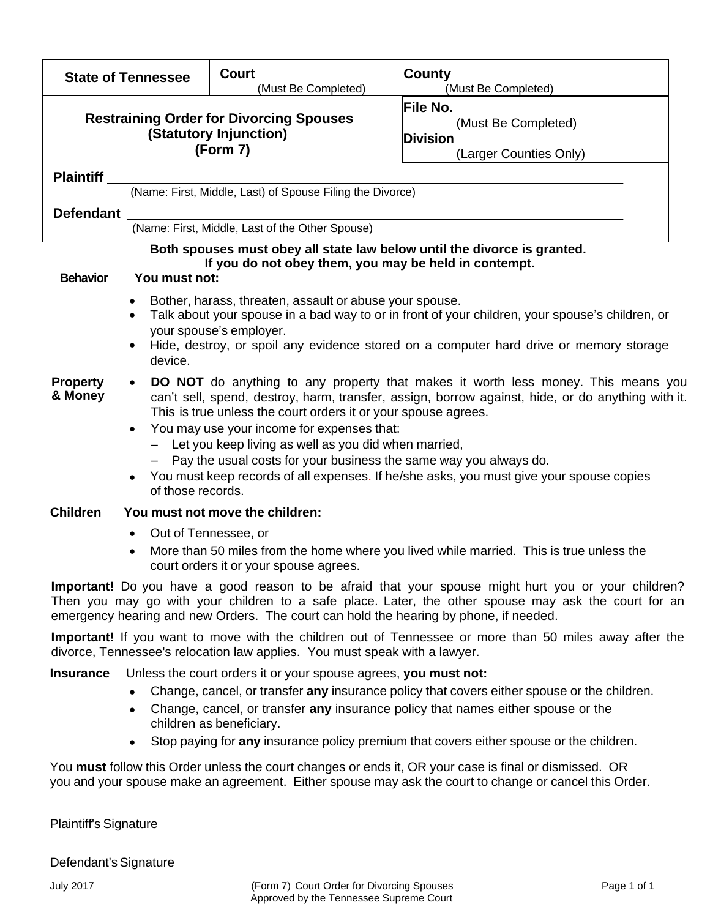| State of Tennessee | Court ________________ (Must Be Completed) | County ________________________ (Must Be Completed) |
|---|---|---|
| **Restraining Order for Divorcing Spouses (Statutory Injunction) (Form 7)** | | **File No.** (Must Be Completed) **Division** ____ (Larger Counties Only) |

**Plaintiff** ______________________________________________________________
(Name: First, Middle, Last) of Spouse Filing the Divorce)

**Defendant** ______________________________________________________________
(Name: First, Middle, Last of the Other Spouse)

**Both spouses must obey all state law below until the divorce is granted. If you do not obey them, you may be held in contempt.**

**Behavior** **You must not:**

- Bother, harass, threaten, assault or abuse your spouse.
- Talk about your spouse in a bad way to or in front of your children, your spouse's children, or your spouse's employer.
- Hide, destroy, or spoil any evidence stored on a computer hard drive or memory storage device.

**Property & Money**

- **DO NOT** do anything to any property that makes it worth less money. This means you can't sell, spend, destroy, harm, transfer, assign, borrow against, hide, or do anything with it. This is true unless the court orders it or your spouse agrees.
- You may use your income for expenses that:
  - Let you keep living as well as you did when married,
  - Pay the usual costs for your business the same way you always do.
- You must keep records of all expenses. If he/she asks, you must give your spouse copies of those records.

**Children** **You must not move the children:**

- Out of Tennessee, or
- More than 50 miles from the home where you lived while married. This is true unless the court orders it or your spouse agrees.

**Important!** Do you have a good reason to be afraid that your spouse might hurt you or your children? Then you may go with your children to a safe place. Later, the other spouse may ask the court for an emergency hearing and new Orders. The court can hold the hearing by phone, if needed.

**Important!** If you want to move with the children out of Tennessee or more than 50 miles away after the divorce, Tennessee's relocation law applies. You must speak with a lawyer.

**Insurance** Unless the court orders it or your spouse agrees, **you must not:**

- Change, cancel, or transfer **any** insurance policy that covers either spouse or the children.
- Change, cancel, or transfer **any** insurance policy that names either spouse or the children as beneficiary.
- Stop paying for **any** insurance policy premium that covers either spouse or the children.

You **must** follow this Order unless the court changes or ends it, OR your case is final or dismissed. OR you and your spouse make an agreement. Either spouse may ask the court to change or cancel this Order.

Plaintiff's Signature

Defendant's Signature

July 2017 — (Form 7) Court Order for Divorcing Spouses — Approved by the Tennessee Supreme Court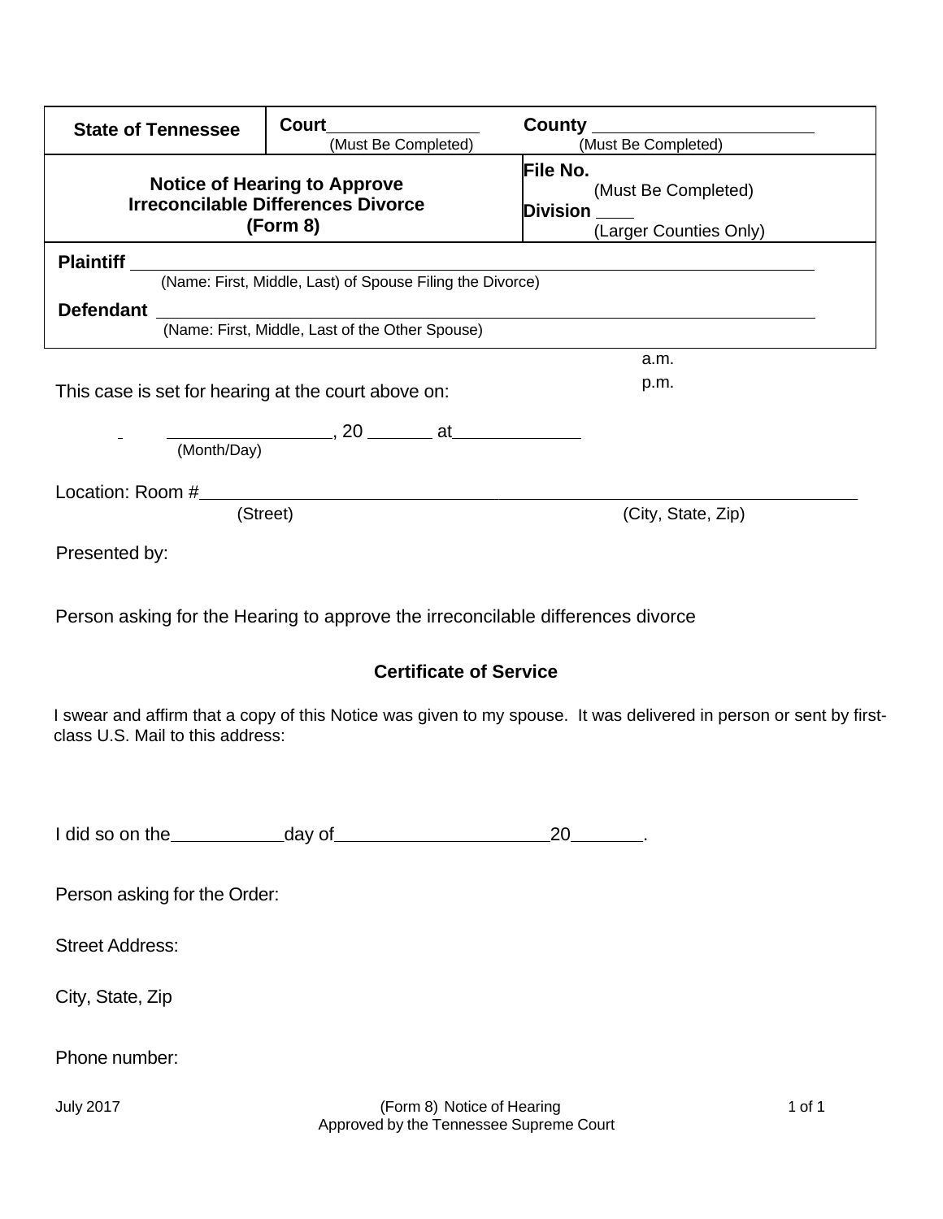| State of Tennessee | Court ________________ (Must Be Completed) | County ________________________ (Must Be Completed) |
|---|---|---|
| **Notice of Hearing to Approve Irreconcilable Differences Divorce (Form 8)** | | **File No.** (Must Be Completed) **Division** ____ (Larger Counties Only) |

**Plaintiff** ____________________________________________________________
(Name: First, Middle, Last) of Spouse Filing the Divorce)

**Defendant** ____________________________________________________________
(Name: First, Middle, Last of the Other Spouse)

This case is set for hearing at the court above on:

_________________, 20 _______ at_____________ a.m. p.m.
(Month/Day)

Location: Room #____________________________________________________________
(Street) (City, State, Zip)

Presented by:

Person asking for the Hearing to approve the irreconcilable differences divorce

## Certificate of Service

I swear and affirm that a copy of this Notice was given to my spouse. It was delivered in person or sent by first-class U.S. Mail to this address:

I did so on the____________day of______________________20________.

Person asking for the Order:

Street Address:

City, State, Zip

Phone number:

July 2017 (Form 8) Notice of Hearing
Approved by the Tennessee Supreme Court